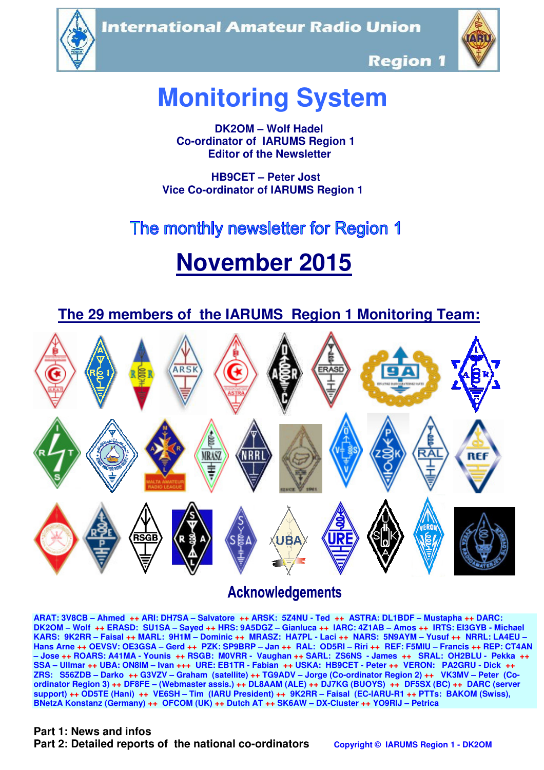International Amateur Radio Union

Region 1

# Monitoring System

**DK2OM – Wolf Hadel**
**Co-ordinator of IARUMS Region 1**
**Editor of the Newsletter**

**HB9CET – Peter Jost**
**Vice Co-ordinator of IARUMS Region 1**

## The monthly newsletter for Region 1

# November 2015

## The 29 members of the IARUMS Region 1 Monitoring Team:

## Acknowledgements

**ARAT: 3V8CB – Ahmed ++ ARI: DH7SA – Salvatore ++ ARSK: 5Z4NU - Ted ++ ASTRA: DL1BDF – Mustapha ++ DARC: DK2OM – Wolf ++ ERASD: SU1SA – Sayed ++ HRS: 9A5DGZ – Gianluca ++ IARC: 4Z1AB – Amos ++ IRTS: EI3GYB - Michael KARS: 9K2RR – Faisal ++ MARL: 9H1M – Dominic ++ MRASZ: HA7PL - Laci ++ NARS: 5N9AYM – Yusuf ++ NRRL: LA4EU – Hans Arne ++ OEVSV: OE3GSA – Gerd ++ PZK: SP9BRP – Jan ++ RAL: OD5RI – Riri ++ REF: F5MIU – Francis ++ REP: CT4AN – Jose ++ ROARS: A41MA - Younis ++ RSGB: M0VRR - Vaughan ++ SARL: ZS6NS - James ++ SRAL: OH2BLU - Pekka ++ SSA – Ullmar ++ UBA: ON8IM – Ivan +++ URE: EB1TR - Fabian ++ USKA: HB9CET - Peter ++ VERON: PA2GRU - Dick ++ ZRS: S56ZDB – Darko ++ G3VZV – Graham (satellite) ++ TG9ADV – Jorge (Co-ordinator Region 2) ++ VK3MV – Peter (Co-ordinator Region 3) ++ DF8FE – (Webmaster assis.) ++ DL8AAM (ALE) ++ DJ7KG (BUOYS) ++ DF5SX (BC) ++ DARC (server support) ++ OD5TE (Hani) ++ VE6SH – Tim (IARU President) ++ 9K2RR – Faisal (EC-IARU-R1 ++ PTTs: BAKOM (Swiss), BNetzA Konstanz (Germany) ++ OFCOM (UK) ++ Dutch AT ++ SK6AW – DX-Cluster ++ YO9RIJ – Petrica**

**Part 1: News and infos**
**Part 2: Detailed reports of the national co-ordinators**

Copyright © IARUMS Region 1 - DK2OM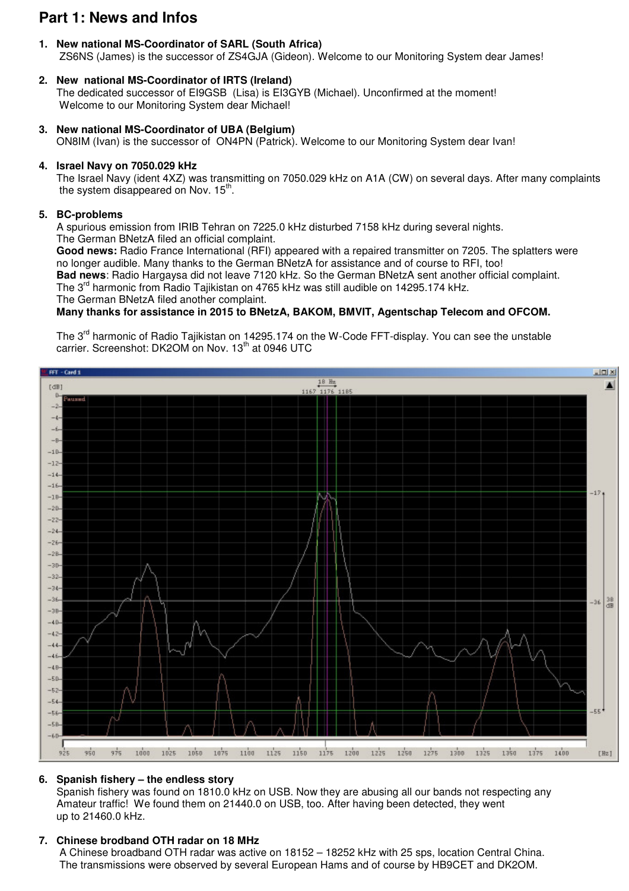## Part 1: News and Infos

1. **New national MS-Coordinator of SARL (South Africa)**
   ZS6NS (James) is the successor of ZS4GJA (Gideon). Welcome to our Monitoring System dear James!

2. **New national MS-Coordinator of IRTS (Ireland)**
   The dedicated successor of EI9GSB (Lisa) is EI3GYB (Michael). Unconfirmed at the moment!
   Welcome to our Monitoring System dear Michael!

3. **New national MS-Coordinator of UBA (Belgium)**
   ON8IM (Ivan) is the successor of ON4PN (Patrick). Welcome to our Monitoring System dear Ivan!

4. **Israel Navy on 7050.029 kHz**
   The Israel Navy (ident 4XZ) was transmitting on 7050.029 kHz on A1A (CW) on several days. After many complaints the system disappeared on Nov. 15th.

5. **BC-problems**
   A spurious emission from IRIB Tehran on 7225.0 kHz disturbed 7158 kHz during several nights.
   The German BNetzA filed an official complaint.
   **Good news:** Radio France International (RFI) appeared with a repaired transmitter on 7205. The splatters were no longer audible. Many thanks to the German BNetzA for assistance and of course to RFI, too!
   **Bad news**: Radio Hargaysa did not leave 7120 kHz. So the German BNetzA sent another official complaint.
   The 3rd harmonic from Radio Tajikistan on 4765 kHz was still audible on 14295.174 kHz.
   The German BNetzA filed another complaint.
   **Many thanks for assistance in 2015 to BNetzA, BAKOM, BMVIT, Agentschap Telecom and OFCOM.**

   The 3rd harmonic of Radio Tajikistan on 14295.174 on the W-Code FFT-display. You can see the unstable carrier. Screenshot: DK2OM on Nov. 13th at 0946 UTC

6. **Spanish fishery – the endless story**
   Spanish fishery was found on 1810.0 kHz on USB. Now they are abusing all our bands not respecting any Amateur traffic! We found them on 21440.0 on USB, too. After having been detected, they went up to 21460.0 kHz.

7. **Chinese brodband OTH radar on 18 MHz**
   A Chinese broadband OTH radar was active on 18152 – 18252 kHz with 25 sps, location Central China.
   The transmissions were observed by several European Hams and of course by HB9CET and DK2OM.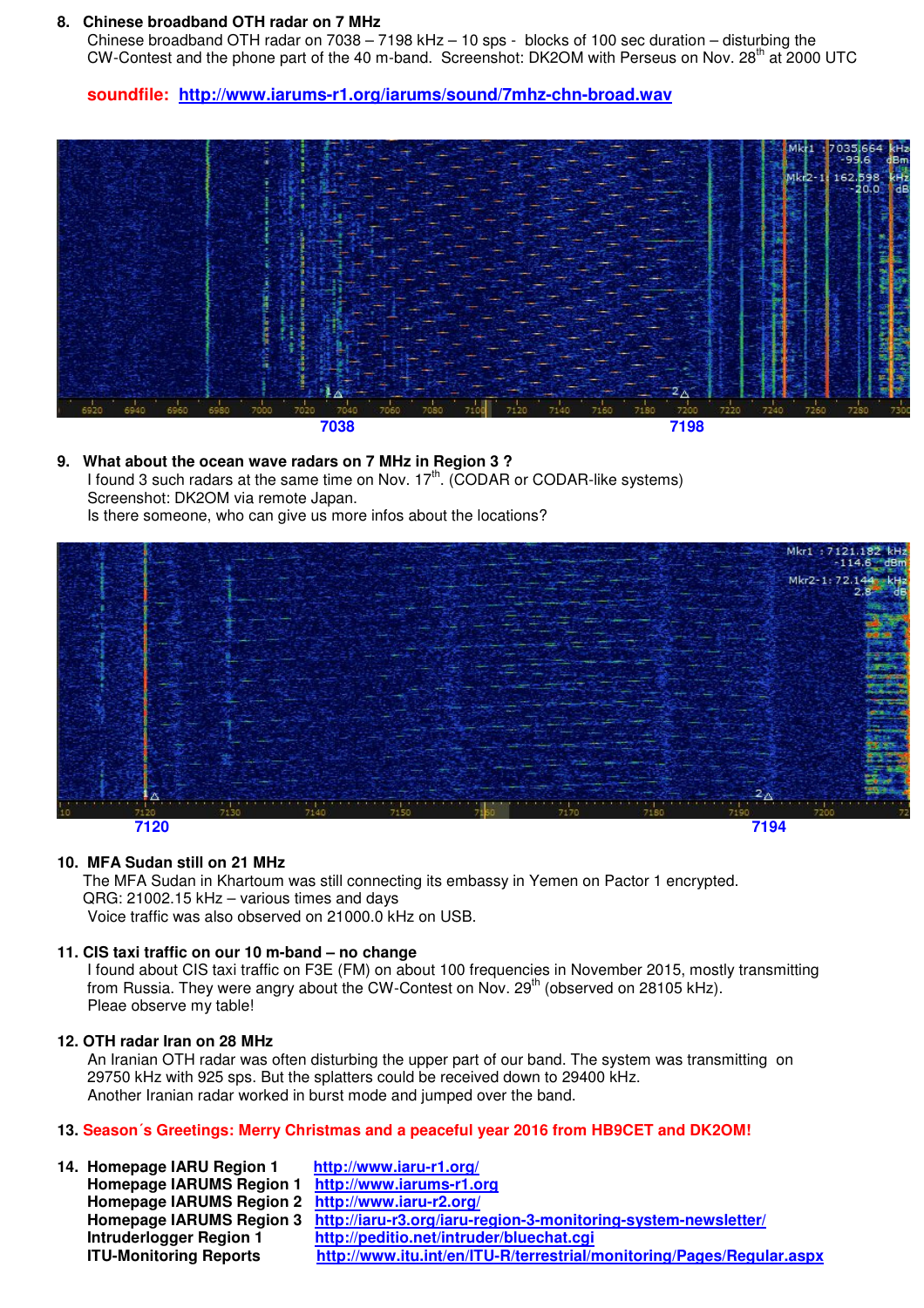**8. Chinese broadband OTH radar on 7 MHz**

Chinese broadband OTH radar on 7038 – 7198 kHz – 10 sps - blocks of 100 sec duration – disturbing the CW-Contest and the phone part of the 40 m-band. Screenshot: DK2OM with Perseus on Nov. 28th at 2000 UTC

**soundfile: http://www.iarums-r1.org/iarums/sound/7mhz-chn-broad.wav**

7038 7198

**9. What about the ocean wave radars on 7 MHz in Region 3 ?**

I found 3 such radars at the same time on Nov. 17th. (CODAR or CODAR-like systems)
Screenshot: DK2OM via remote Japan.
Is there someone, who can give us more infos about the locations?

7120 7194

**10. MFA Sudan still on 21 MHz**

The MFA Sudan in Khartoum was still connecting its embassy in Yemen on Pactor 1 encrypted.
QRG: 21002.15 kHz – various times and days
Voice traffic was also observed on 21000.0 kHz on USB.

**11. CIS taxi traffic on our 10 m-band – no change**

I found about CIS taxi traffic on F3E (FM) on about 100 frequencies in November 2015, mostly transmitting from Russia. They were angry about the CW-Contest on Nov. 29th (observed on 28105 kHz).
Pleae observe my table!

**12. OTH radar Iran on 28 MHz**

An Iranian OTH radar was often disturbing the upper part of our band. The system was transmitting on 29750 kHz with 925 sps. But the splatters could be received down to 29400 kHz.
Another Iranian radar worked in burst mode and jumped over the band.

**13. Season´s Greetings: Merry Christmas and a peaceful year 2016 from HB9CET and DK2OM!**

**14.**

| | |
|---|---|
| **Homepage IARU Region 1** | http://www.iaru-r1.org/ |
| **Homepage IARUMS Region 1** | http://www.iarums-r1.org |
| **Homepage IARUMS Region 2** | http://www.iaru-r2.org/ |
| **Homepage IARUMS Region 3** | http://iaru-r3.org/iaru-region-3-monitoring-system-newsletter/ |
| **Intruderlogger Region 1** | http://peditio.net/intruder/bluechat.cgi |
| **ITU-Monitoring Reports** | http://www.itu.int/en/ITU-R/terrestrial/monitoring/Pages/Regular.aspx |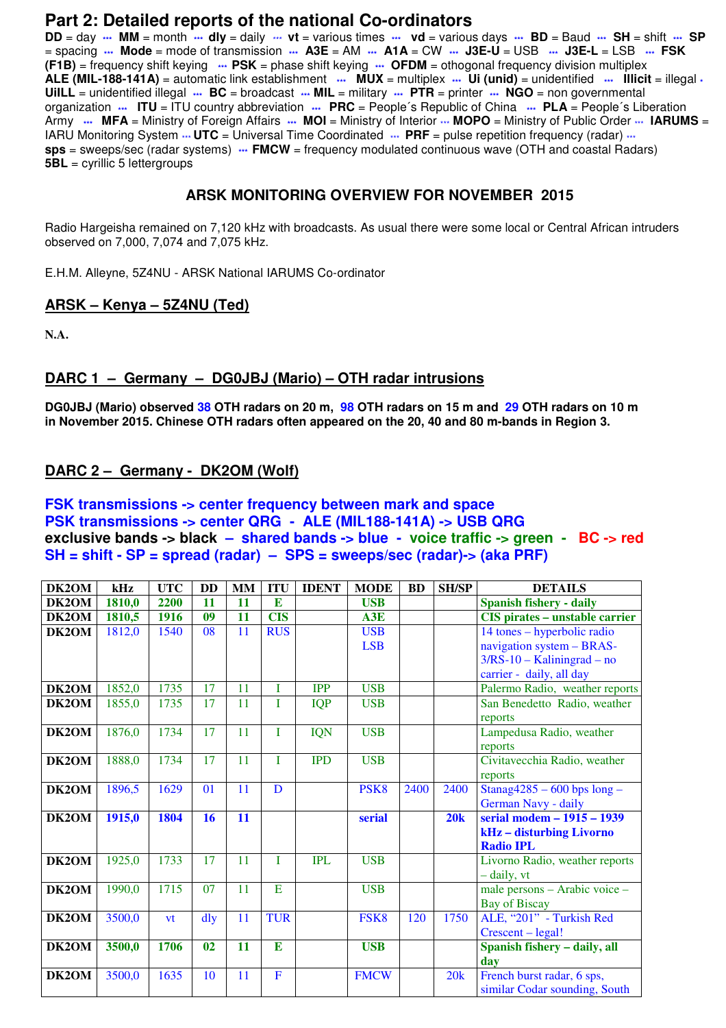# Part 2: Detailed reports of the national Co-ordinators

**DD** = day ••• **MM** = month ••• **dly** = daily ••• **vt** = various times ••• **vd** = various days ••• **BD** = Baud ••• **SH** = shift ••• **SP** = spacing ••• **Mode** = mode of transmission ••• **A3E** = AM ••• **A1A** = CW ••• **J3E-U** = USB ••• **J3E-L** = LSB ••• **FSK (F1B)** = frequency shift keying ••• **PSK** = phase shift keying ••• **OFDM** = othogonal frequency division multiplex **ALE (MIL-188-141A)** = automatic link establishment ••• **MUX** = multiplex ••• **Ui (unid)** = unidentified ••• **Illicit** = illegal • **UiILL** = unidentified illegal ••• **BC** = broadcast ••• **MIL** = military ••• **PTR** = printer ••• **NGO** = non governmental organization ••• **ITU** = ITU country abbreviation ••• **PRC** = People´s Republic of China ••• **PLA** = People´s Liberation Army ••• **MFA** = Ministry of Foreign Affairs ••• **MOI** = Ministry of Interior ••• **MOPO** = Ministry of Public Order ••• **IARUMS** = IARU Monitoring System ••• **UTC** = Universal Time Coordinated ••• **PRF** = pulse repetition frequency (radar) ••• **sps** = sweeps/sec (radar systems) ••• **FMCW** = frequency modulated continuous wave (OTH and coastal Radars) **5BL** = cyrillic 5 lettergroups

## ARSK MONITORING OVERVIEW FOR NOVEMBER 2015

Radio Hargeisha remained on 7,120 kHz with broadcasts. As usual there were some local or Central African intruders observed on 7,000, 7,074 and 7,075 kHz.

E.H.M. Alleyne, 5Z4NU - ARSK National IARUMS Co-ordinator

## ARSK – Kenya – 5Z4NU (Ted)

**N.A.**

## DARC 1 – Germany – DG0JBJ (Mario) – OTH radar intrusions

**DG0JBJ (Mario) observed 38 OTH radars on 20 m, 98 OTH radars on 15 m and 29 OTH radars on 10 m in November 2015. Chinese OTH radars often appeared on the 20, 40 and 80 m-bands in Region 3.**

## DARC 2 – Germany - DK2OM (Wolf)

**FSK transmissions -> center frequency between mark and space**
**PSK transmissions -> center QRG - ALE (MIL188-141A) -> USB QRG**
**exclusive bands -> black – shared bands -> blue - voice traffic -> green - BC -> red**
**SH = shift - SP = spread (radar) – SPS = sweeps/sec (radar)-> (aka PRF)**

| DK2OM | kHz | UTC | DD | MM | ITU | IDENT | MODE | BD | SH/SP | DETAILS |
|---|---|---|---|---|---|---|---|---|---|---|
| **DK2OM** | **1810,0** | **2200** | **11** | **11** | **E** | | **USB** | | | **Spanish fishery - daily** |
| **DK2OM** | **1810,5** | **1916** | **09** | **11** | **CIS** | | **A3E** | | | **CIS pirates – unstable carrier** |
| **DK2OM** | 1812,0 | 1540 | 08 | 11 | RUS | | USB LSB | | | 14 tones – hyperbolic radio navigation system – BRAS-3/RS-10 – Kaliningrad – no carrier - daily, all day |
| **DK2OM** | 1852,0 | 1735 | 17 | 11 | I | IPP | USB | | | Palermo Radio, weather reports |
| **DK2OM** | 1855,0 | 1735 | 17 | 11 | I | IQP | USB | | | San Benedetto Radio, weather reports |
| **DK2OM** | 1876,0 | 1734 | 17 | 11 | I | IQN | USB | | | Lampedusa Radio, weather reports |
| **DK2OM** | 1888,0 | 1734 | 17 | 11 | I | IPD | USB | | | Civitavecchia Radio, weather reports |
| **DK2OM** | 1896,5 | 1629 | 01 | 11 | D | | PSK8 | 2400 | 2400 | Stanag4285 – 600 bps long – German Navy - daily |
| **DK2OM** | **1915,0** | **1804** | **16** | **11** | | | **serial** | | **20k** | **serial modem – 1915 – 1939 kHz – disturbing Livorno Radio IPL** |
| **DK2OM** | 1925,0 | 1733 | 17 | 11 | I | IPL | USB | | | Livorno Radio, weather reports – daily, vt |
| **DK2OM** | 1990,0 | 1715 | 07 | 11 | E | | USB | | | male persons – Arabic voice – Bay of Biscay |
| **DK2OM** | 3500,0 | vt | dly | 11 | TUR | | FSK8 | 120 | 1750 | ALE, "201" - Turkish Red Crescent – legal! |
| **DK2OM** | **3500,0** | **1706** | **02** | **11** | **E** | | **USB** | | | **Spanish fishery – daily, all day** |
| **DK2OM** | 3500,0 | 1635 | 10 | 11 | F | | FMCW | | 20k | French burst radar, 6 sps, similar Codar sounding, South |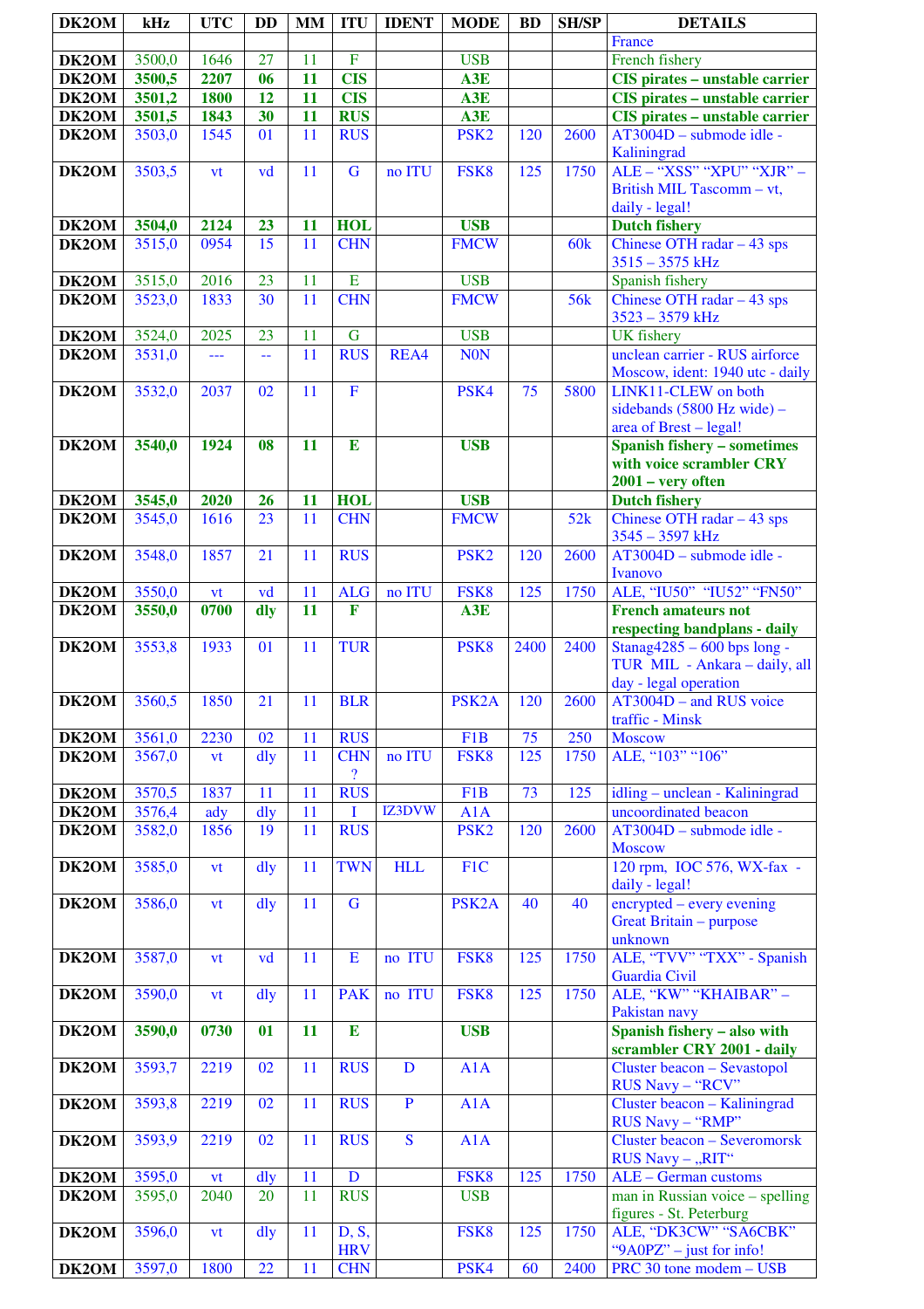| DK2OM | kHz | UTC | DD | MM | ITU | IDENT | MODE | BD | SH/SP | DETAILS |
|---|---|---|---|---|---|---|---|---|---|---|
| | | | | | | | | | | France |
| DK2OM | 3500,0 | 1646 | 27 | 11 | F | | USB | | | French fishery |
| **DK2OM** | **3500,5** | **2207** | **06** | **11** | **CIS** | | **A3E** | | | **CIS pirates – unstable carrier** |
| **DK2OM** | **3501,2** | **1800** | **12** | **11** | **CIS** | | **A3E** | | | **CIS pirates – unstable carrier** |
| **DK2OM** | **3501,5** | **1843** | **30** | **11** | **RUS** | | **A3E** | | | **CIS pirates – unstable carrier** |
| DK2OM | 3503,0 | 1545 | 01 | 11 | RUS | | PSK2 | 120 | 2600 | AT3004D – submode idle - Kaliningrad |
| DK2OM | 3503,5 | vt | vd | 11 | G | no ITU | FSK8 | 125 | 1750 | ALE – "XSS" "XPU" "XJR" – British MIL Tascomm – vt, daily - legal! |
| **DK2OM** | **3504,0** | **2124** | **23** | **11** | **HOL** | | **USB** | | | **Dutch fishery** |
| DK2OM | 3515,0 | 0954 | 15 | 11 | CHN | | FMCW | | 60k | Chinese OTH radar – 43 sps 3515 – 3575 kHz |
| DK2OM | 3515,0 | 2016 | 23 | 11 | E | | USB | | | Spanish fishery |
| DK2OM | 3523,0 | 1833 | 30 | 11 | CHN | | FMCW | | 56k | Chinese OTH radar – 43 sps 3523 – 3579 kHz |
| DK2OM | 3524,0 | 2025 | 23 | 11 | G | | USB | | | UK fishery |
| DK2OM | 3531,0 | --- | -- | 11 | RUS | REA4 | N0N | | | unclean carrier - RUS airforce Moscow, ident: 1940 utc - daily |
| DK2OM | 3532,0 | 2037 | 02 | 11 | F | | PSK4 | 75 | 5800 | LINK11-CLEW on both sidebands (5800 Hz wide) – area of Brest – legal! |
| **DK2OM** | **3540,0** | **1924** | **08** | **11** | **E** | | **USB** | | | **Spanish fishery – sometimes with voice scrambler CRY 2001 – very often** |
| **DK2OM** | **3545,0** | **2020** | **26** | **11** | **HOL** | | **USB** | | | **Dutch fishery** |
| DK2OM | 3545,0 | 1616 | 23 | 11 | CHN | | FMCW | | 52k | Chinese OTH radar – 43 sps 3545 – 3597 kHz |
| DK2OM | 3548,0 | 1857 | 21 | 11 | RUS | | PSK2 | 120 | 2600 | AT3004D – submode idle - Ivanovo |
| DK2OM | 3550,0 | vt | vd | 11 | ALG | no ITU | FSK8 | 125 | 1750 | ALE, "IU50" "IU52" "FN50" |
| **DK2OM** | **3550,0** | **0700** | **dly** | **11** | **F** | | **A3E** | | | **French amateurs not respecting bandplans - daily** |
| DK2OM | 3553,8 | 1933 | 01 | 11 | TUR | | PSK8 | 2400 | 2400 | Stanag4285 – 600 bps long - TUR MIL - Ankara – daily, all day - legal operation |
| DK2OM | 3560,5 | 1850 | 21 | 11 | BLR | | PSK2A | 120 | 2600 | AT3004D – and RUS voice traffic - Minsk |
| DK2OM | 3561,0 | 2230 | 02 | 11 | RUS | | F1B | 75 | 250 | Moscow |
| DK2OM | 3567,0 | vt | dly | 11 | CHN ? | no ITU | FSK8 | 125 | 1750 | ALE, "103" "106" |
| DK2OM | 3570,5 | 1837 | 11 | 11 | RUS | | F1B | 73 | 125 | idling – unclean - Kaliningrad |
| DK2OM | 3576,4 | ady | dly | 11 | I | IZ3DVW | A1A | | | uncoordinated beacon |
| DK2OM | 3582,0 | 1856 | 19 | 11 | RUS | | PSK2 | 120 | 2600 | AT3004D – submode idle - Moscow |
| DK2OM | 3585,0 | vt | dly | 11 | TWN | HLL | F1C | | | 120 rpm, IOC 576, WX-fax - daily - legal! |
| DK2OM | 3586,0 | vt | dly | 11 | G | | PSK2A | 40 | 40 | encrypted – every evening Great Britain – purpose unknown |
| DK2OM | 3587,0 | vt | vd | 11 | E | no ITU | FSK8 | 125 | 1750 | ALE, "TVV" "TXX" - Spanish Guardia Civil |
| DK2OM | 3590,0 | vt | dly | 11 | PAK | no ITU | FSK8 | 125 | 1750 | ALE, "KW" "KHAIBAR" – Pakistan navy |
| **DK2OM** | **3590,0** | **0730** | **01** | **11** | **E** | | **USB** | | | **Spanish fishery – also with scrambler CRY 2001 - daily** |
| DK2OM | 3593,7 | 2219 | 02 | 11 | RUS | D | A1A | | | Cluster beacon – Sevastopol RUS Navy – "RCV" |
| DK2OM | 3593,8 | 2219 | 02 | 11 | RUS | P | A1A | | | Cluster beacon – Kaliningrad RUS Navy – "RMP" |
| DK2OM | 3593,9 | 2219 | 02 | 11 | RUS | S | A1A | | | Cluster beacon – Severomorsk RUS Navy – „RIT" |
| DK2OM | 3595,0 | vt | dly | 11 | D | | FSK8 | 125 | 1750 | ALE – German customs |
| DK2OM | 3595,0 | 2040 | 20 | 11 | RUS | | USB | | | man in Russian voice – spelling figures - St. Peterburg |
| DK2OM | 3596,0 | vt | dly | 11 | D, S, HRV | | FSK8 | 125 | 1750 | ALE, "DK3CW" "SA6CBK" "9A0PZ" – just for info! |
| DK2OM | 3597,0 | 1800 | 22 | 11 | CHN | | PSK4 | 60 | 2400 | PRC 30 tone modem – USB |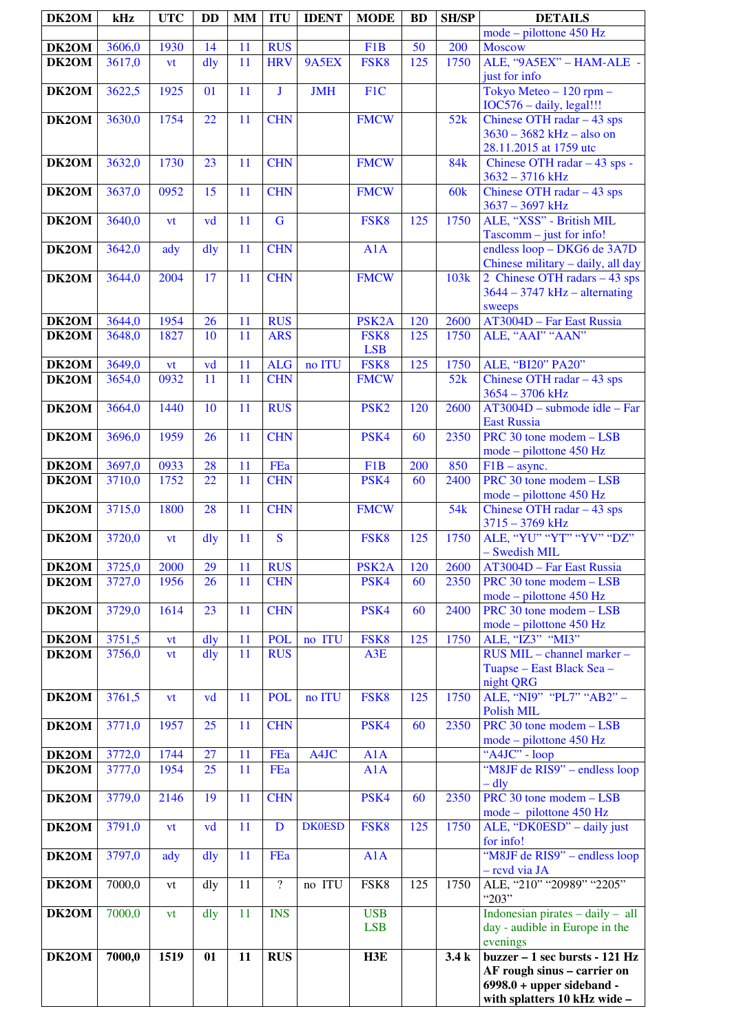| DK2OM | kHz | UTC | DD | MM | ITU | IDENT | MODE | BD | SH/SP | DETAILS |
|---|---|---|---|---|---|---|---|---|---|---|
| | | | | | | | | | | mode – pilottone 450 Hz |
| DK2OM | 3606,0 | 1930 | 14 | 11 | RUS | | F1B | 50 | 200 | Moscow |
| DK2OM | 3617,0 | vt | dly | 11 | HRV | 9A5EX | FSK8 | 125 | 1750 | ALE, "9A5EX" – HAM-ALE - just for info |
| DK2OM | 3622,5 | 1925 | 01 | 11 | J | JMH | F1C | | | Tokyo Meteo – 120 rpm – IOC576 – daily, legal!!! |
| DK2OM | 3630,0 | 1754 | 22 | 11 | CHN | | FMCW | | 52k | Chinese OTH radar – 43 sps 3630 – 3682 kHz – also on 28.11.2015 at 1759 utc |
| DK2OM | 3632,0 | 1730 | 23 | 11 | CHN | | FMCW | | 84k | Chinese OTH radar – 43 sps - 3632 – 3716 kHz |
| DK2OM | 3637,0 | 0952 | 15 | 11 | CHN | | FMCW | | 60k | Chinese OTH radar – 43 sps 3637 – 3697 kHz |
| DK2OM | 3640,0 | vt | vd | 11 | G | | FSK8 | 125 | 1750 | ALE, "XSS" - British MIL Tascomm – just for info! |
| DK2OM | 3642,0 | ady | dly | 11 | CHN | | A1A | | | endless loop – DKG6 de 3A7D Chinese military – daily, all day |
| DK2OM | 3644,0 | 2004 | 17 | 11 | CHN | | FMCW | | 103k | 2 Chinese OTH radars – 43 sps 3644 – 3747 kHz – alternating sweeps |
| DK2OM | 3644,0 | 1954 | 26 | 11 | RUS | | PSK2A | 120 | 2600 | AT3004D – Far East Russia |
| DK2OM | 3648,0 | 1827 | 10 | 11 | ARS | | FSK8 LSB | 125 | 1750 | ALE, "AAI" "AAN" |
| DK2OM | 3649,0 | vt | vd | 11 | ALG | no ITU | FSK8 | 125 | 1750 | ALE, "BI20" PA20" |
| DK2OM | 3654,0 | 0932 | 11 | 11 | CHN | | FMCW | | 52k | Chinese OTH radar – 43 sps 3654 – 3706 kHz |
| DK2OM | 3664,0 | 1440 | 10 | 11 | RUS | | PSK2 | 120 | 2600 | AT3004D – submode idle – Far East Russia |
| DK2OM | 3696,0 | 1959 | 26 | 11 | CHN | | PSK4 | 60 | 2350 | PRC 30 tone modem – LSB mode – pilottone 450 Hz |
| DK2OM | 3697,0 | 0933 | 28 | 11 | FEa | | F1B | 200 | 850 | F1B – async. |
| DK2OM | 3710,0 | 1752 | 22 | 11 | CHN | | PSK4 | 60 | 2400 | PRC 30 tone modem – LSB mode – pilottone 450 Hz |
| DK2OM | 3715,0 | 1800 | 28 | 11 | CHN | | FMCW | | 54k | Chinese OTH radar – 43 sps 3715 – 3769 kHz |
| DK2OM | 3720,0 | vt | dly | 11 | S | | FSK8 | 125 | 1750 | ALE, "YU" "YT" "YV" "DZ" – Swedish MIL |
| DK2OM | 3725,0 | 2000 | 29 | 11 | RUS | | PSK2A | 120 | 2600 | AT3004D – Far East Russia |
| DK2OM | 3727,0 | 1956 | 26 | 11 | CHN | | PSK4 | 60 | 2350 | PRC 30 tone modem – LSB mode – pilottone 450 Hz |
| DK2OM | 3729,0 | 1614 | 23 | 11 | CHN | | PSK4 | 60 | 2400 | PRC 30 tone modem – LSB mode – pilottone 450 Hz |
| DK2OM | 3751,5 | vt | dly | 11 | POL | no ITU | FSK8 | 125 | 1750 | ALE, "IZ3" "MI3" |
| DK2OM | 3756,0 | vt | dly | 11 | RUS | | A3E | | | RUS MIL – channel marker – Tuapse – East Black Sea – night QRG |
| DK2OM | 3761,5 | vt | vd | 11 | POL | no ITU | FSK8 | 125 | 1750 | ALE, "NI9" "PL7" "AB2" – Polish MIL |
| DK2OM | 3771,0 | 1957 | 25 | 11 | CHN | | PSK4 | 60 | 2350 | PRC 30 tone modem – LSB mode – pilottone 450 Hz |
| DK2OM | 3772,0 | 1744 | 27 | 11 | FEa | A4JC | A1A | | | "A4JC" - loop |
| DK2OM | 3777,0 | 1954 | 25 | 11 | FEa | | A1A | | | "M8JF de RIS9" – endless loop – dly |
| DK2OM | 3779,0 | 2146 | 19 | 11 | CHN | | PSK4 | 60 | 2350 | PRC 30 tone modem – LSB mode – pilottone 450 Hz |
| DK2OM | 3791,0 | vt | vd | 11 | D | DK0ESD | FSK8 | 125 | 1750 | ALE, "DK0ESD" – daily just for info! |
| DK2OM | 3797,0 | ady | dly | 11 | FEa | | A1A | | | "M8JF de RIS9" – endless loop – rcvd via JA |
| DK2OM | 7000,0 | vt | dly | 11 | ? | no ITU | FSK8 | 125 | 1750 | ALE, "210" "20989" "2205" "203" |
| DK2OM | 7000,0 | vt | dly | 11 | INS | | USB LSB | | | Indonesian pirates – daily – all day - audible in Europe in the evenings |
| **DK2OM** | **7000,0** | **1519** | **01** | **11** | **RUS** | | **H3E** | | **3.4 k** | **buzzer – 1 sec bursts - 121 Hz AF rough sinus – carrier on 6998.0 + upper sideband - with splatters 10 kHz wide –** |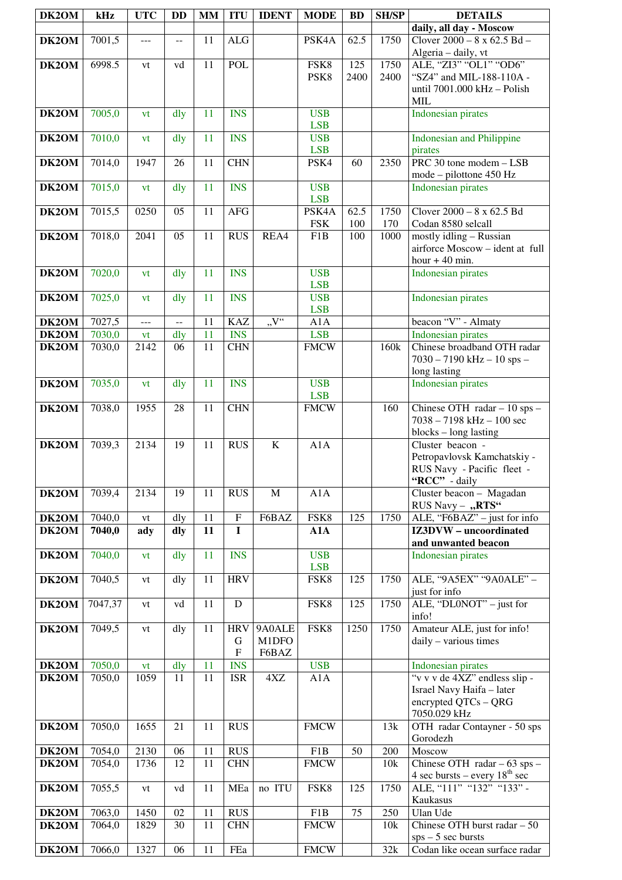| DK2OM | kHz | UTC | DD | MM | ITU | IDENT | MODE | BD | SH/SP | DETAILS |
|---|---|---|---|---|---|---|---|---|---|---|
| | | | | | | | | | | **daily, all day - Moscow** |
| **DK2OM** | 7001,5 | --- | -- | 11 | ALG | | PSK4A | 62.5 | 1750 | Clover 2000 – 8 x 62.5 Bd – Algeria – daily, vt |
| **DK2OM** | 6998.5 | vt | vd | 11 | POL | | FSK8 PSK8 | 125 2400 | 1750 2400 | ALE, "ZI3" "OL1" "OD6" "SZ4" and MIL-188-110A - until 7001.000 kHz – Polish MIL |
| **DK2OM** | 7005,0 | vt | dly | 11 | INS | | USB LSB | | | Indonesian pirates |
| **DK2OM** | 7010,0 | vt | dly | 11 | INS | | USB LSB | | | Indonesian and Philippine pirates |
| **DK2OM** | 7014,0 | 1947 | 26 | 11 | CHN | | PSK4 | 60 | 2350 | PRC 30 tone modem – LSB mode – pilottone 450 Hz |
| **DK2OM** | 7015,0 | vt | dly | 11 | INS | | USB LSB | | | Indonesian pirates |
| **DK2OM** | 7015,5 | 0250 | 05 | 11 | AFG | | PSK4A FSK | 62.5 100 | 1750 170 | Clover 2000 – 8 x 62.5 Bd Codan 8580 selcall |
| **DK2OM** | 7018,0 | 2041 | 05 | 11 | RUS | REA4 | F1B | 100 | 1000 | mostly idling – Russian airforce Moscow – ident at full hour + 40 min. |
| **DK2OM** | 7020,0 | vt | dly | 11 | INS | | USB LSB | | | Indonesian pirates |
| **DK2OM** | 7025,0 | vt | dly | 11 | INS | | USB LSB | | | Indonesian pirates |
| **DK2OM** | 7027,5 | --- | -- | 11 | KAZ | „V" | A1A | | | beacon "V" - Almaty |
| **DK2OM** | 7030,0 | vt | dly | 11 | INS | | LSB | | | Indonesian pirates |
| **DK2OM** | 7030,0 | 2142 | 06 | 11 | CHN | | FMCW | | 160k | Chinese broadband OTH radar 7030 – 7190 kHz – 10 sps – long lasting |
| **DK2OM** | 7035,0 | vt | dly | 11 | INS | | USB LSB | | | Indonesian pirates |
| **DK2OM** | 7038,0 | 1955 | 28 | 11 | CHN | | FMCW | | 160 | Chinese OTH radar – 10 sps – 7038 – 7198 kHz – 100 sec blocks – long lasting |
| **DK2OM** | 7039,3 | 2134 | 19 | 11 | RUS | K | A1A | | | Cluster beacon - Petropavlovsk Kamchatskiy - RUS Navy - Pacific fleet - **"RCC"** - daily |
| **DK2OM** | 7039,4 | 2134 | 19 | 11 | RUS | M | A1A | | | Cluster beacon – Magadan RUS Navy – **„RTS"** |
| **DK2OM** | 7040,0 | vt | dly | 11 | F | F6BAZ | FSK8 | 125 | 1750 | ALE, "F6BAZ" – just for info |
| **DK2OM** | **7040,0** | **ady** | **dly** | **11** | **I** | | **A1A** | | | **IZ3DVW – uncoordinated and unwanted beacon** |
| **DK2OM** | 7040,0 | vt | dly | 11 | INS | | USB LSB | | | Indonesian pirates |
| **DK2OM** | 7040,5 | vt | dly | 11 | HRV | | FSK8 | 125 | 1750 | ALE, "9A5EX" "9A0ALE" – just for info |
| **DK2OM** | 7047,37 | vt | vd | 11 | D | | FSK8 | 125 | 1750 | ALE, "DL0NOT" – just for info! |
| **DK2OM** | 7049,5 | vt | dly | 11 | HRV G F | 9A0ALE M1DFO F6BAZ | FSK8 | 1250 | 1750 | Amateur ALE, just for info! daily – various times |
| **DK2OM** | 7050,0 | vt | dly | 11 | INS | | USB | | | Indonesian pirates |
| **DK2OM** | 7050,0 | 1059 | 11 | 11 | ISR | 4XZ | A1A | | | "v v v de 4XZ" endless slip - Israel Navy Haifa – later encrypted QTCs – QRG 7050.029 kHz |
| **DK2OM** | 7050,0 | 1655 | 21 | 11 | RUS | | FMCW | | 13k | OTH radar Contayner - 50 sps Gorodezh |
| **DK2OM** | 7054,0 | 2130 | 06 | 11 | RUS | | F1B | 50 | 200 | Moscow |
| **DK2OM** | 7054,0 | 1736 | 12 | 11 | CHN | | FMCW | | 10k | Chinese OTH radar – 63 sps – 4 sec bursts – every 18th sec |
| **DK2OM** | 7055,5 | vt | vd | 11 | MEa | no ITU | FSK8 | 125 | 1750 | ALE, "111" "132" "133" - Kaukasus |
| **DK2OM** | 7063,0 | 1450 | 02 | 11 | RUS | | F1B | 75 | 250 | Ulan Ude |
| **DK2OM** | 7064,0 | 1829 | 30 | 11 | CHN | | FMCW | | 10k | Chinese OTH burst radar – 50 sps – 5 sec bursts |
| **DK2OM** | 7066,0 | 1327 | 06 | 11 | FEa | | FMCW | | 32k | Codan like ocean surface radar |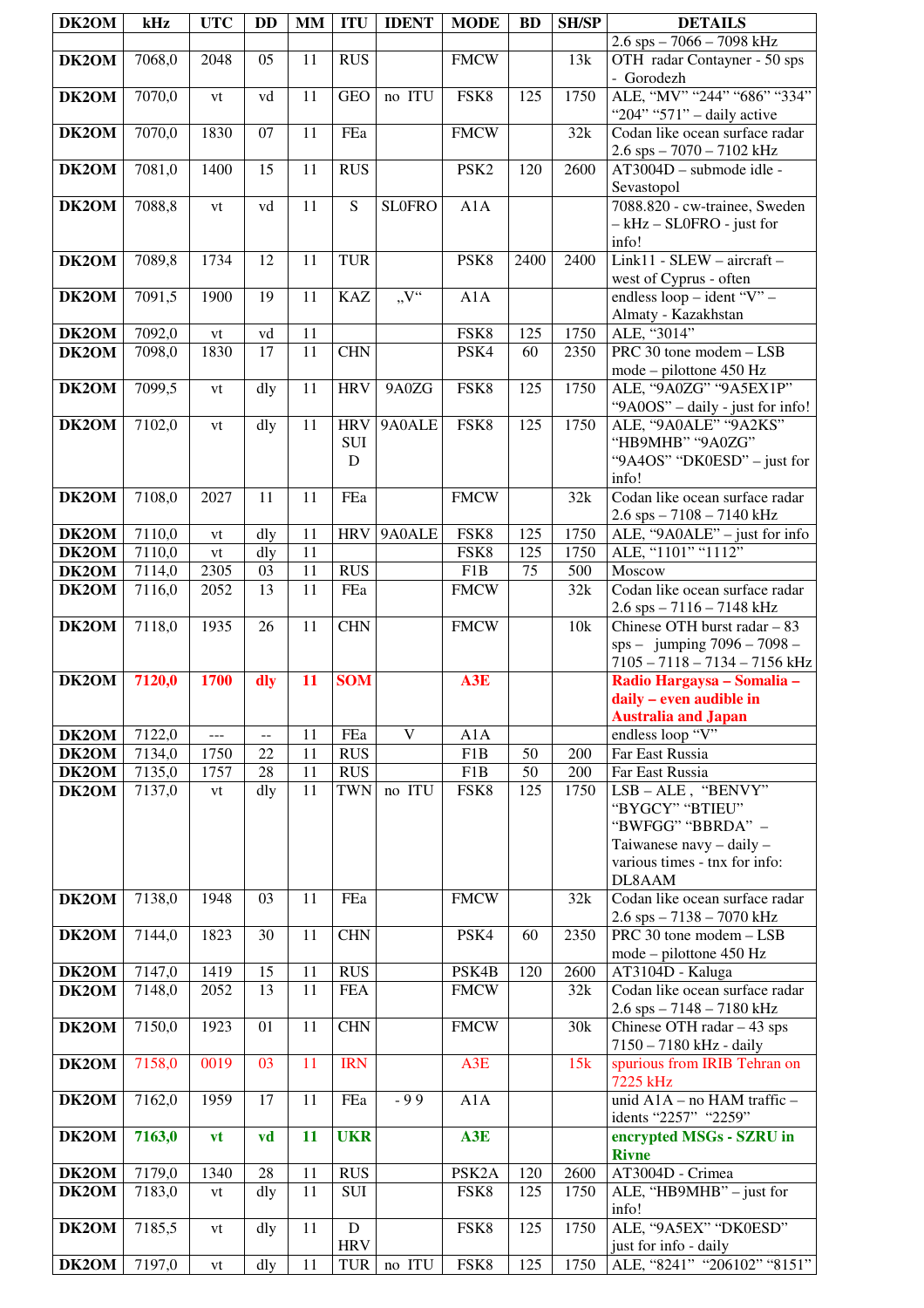| DK2OM | kHz | UTC | DD | MM | ITU | IDENT | MODE | BD | SH/SP | DETAILS |
|---|---|---|---|---|---|---|---|---|---|---|
| | | | | | | | | | | 2.6 sps – 7066 – 7098 kHz |
| **DK2OM** | 7068,0 | 2048 | 05 | 11 | RUS | | FMCW | | 13k | OTH radar Contayner - 50 sps - Gorodezh |
| **DK2OM** | 7070,0 | vt | vd | 11 | GEO | no ITU | FSK8 | 125 | 1750 | ALE, "MV" "244" "686" "334" "204" "571" – daily active |
| **DK2OM** | 7070,0 | 1830 | 07 | 11 | FEa | | FMCW | | 32k | Codan like ocean surface radar 2.6 sps – 7070 – 7102 kHz |
| **DK2OM** | 7081,0 | 1400 | 15 | 11 | RUS | | PSK2 | 120 | 2600 | AT3004D – submode idle - Sevastopol |
| **DK2OM** | 7088,8 | vt | vd | 11 | S | SL0FRO | A1A | | | 7088.820 - cw-trainee, Sweden – kHz – SL0FRO - just for info! |
| **DK2OM** | 7089,8 | 1734 | 12 | 11 | TUR | | PSK8 | 2400 | 2400 | Link11 - SLEW – aircraft – west of Cyprus - often |
| **DK2OM** | 7091,5 | 1900 | 19 | 11 | KAZ | „V“ | A1A | | | endless loop – ident "V" – Almaty - Kazakhstan |
| **DK2OM** | 7092,0 | vt | vd | 11 | | | FSK8 | 125 | 1750 | ALE, "3014" |
| **DK2OM** | 7098,0 | 1830 | 17 | 11 | CHN | | PSK4 | 60 | 2350 | PRC 30 tone modem – LSB mode – pilottone 450 Hz |
| **DK2OM** | 7099,5 | vt | dly | 11 | HRV | 9A0ZG | FSK8 | 125 | 1750 | ALE, "9A0ZG" "9A5EX1P" "9A0OS" – daily - just for info! |
| **DK2OM** | 7102,0 | vt | dly | 11 | HRV SUI D | 9A0ALE | FSK8 | 125 | 1750 | ALE, "9A0ALE" "9A2KS" "HB9MHB" "9A0ZG" "9A4OS" "DK0ESD" – just for info! |
| **DK2OM** | 7108,0 | 2027 | 11 | 11 | FEa | | FMCW | | 32k | Codan like ocean surface radar 2.6 sps – 7108 – 7140 kHz |
| **DK2OM** | 7110,0 | vt | dly | 11 | HRV | 9A0ALE | FSK8 | 125 | 1750 | ALE, "9A0ALE" – just for info |
| **DK2OM** | 7110,0 | vt | dly | 11 | | | FSK8 | 125 | 1750 | ALE, "1101" "1112" |
| **DK2OM** | 7114,0 | 2305 | 03 | 11 | RUS | | F1B | 75 | 500 | Moscow |
| **DK2OM** | 7116,0 | 2052 | 13 | 11 | FEa | | FMCW | | 32k | Codan like ocean surface radar 2.6 sps – 7116 – 7148 kHz |
| **DK2OM** | 7118,0 | 1935 | 26 | 11 | CHN | | FMCW | | 10k | Chinese OTH burst radar – 83 sps – jumping 7096 – 7098 – 7105 – 7118 – 7134 – 7156 kHz |
| **DK2OM** | **7120,0** | **1700** | **dly** | **11** | **SOM** | | **A3E** | | | **Radio Hargaysa – Somalia – daily – even audible in Australia and Japan** |
| **DK2OM** | 7122,0 | --- | -- | 11 | FEa | V | A1A | | | endless loop "V" |
| **DK2OM** | 7134,0 | 1750 | 22 | 11 | RUS | | F1B | 50 | 200 | Far East Russia |
| **DK2OM** | 7135,0 | 1757 | 28 | 11 | RUS | | F1B | 50 | 200 | Far East Russia |
| **DK2OM** | 7137,0 | vt | dly | 11 | TWN | no ITU | FSK8 | 125 | 1750 | LSB – ALE , "BENVY" "BYGCY" "BTIEU" "BWFGG" "BBRDA" – Taiwanese navy – daily – various times - tnx for info: DL8AAM |
| **DK2OM** | 7138,0 | 1948 | 03 | 11 | FEa | | FMCW | | 32k | Codan like ocean surface radar 2.6 sps – 7138 – 7070 kHz |
| **DK2OM** | 7144,0 | 1823 | 30 | 11 | CHN | | PSK4 | 60 | 2350 | PRC 30 tone modem – LSB mode – pilottone 450 Hz |
| **DK2OM** | 7147,0 | 1419 | 15 | 11 | RUS | | PSK4B | 120 | 2600 | AT3104D - Kaluga |
| **DK2OM** | 7148,0 | 2052 | 13 | 11 | FEA | | FMCW | | 32k | Codan like ocean surface radar 2.6 sps – 7148 – 7180 kHz |
| **DK2OM** | 7150,0 | 1923 | 01 | 11 | CHN | | FMCW | | 30k | Chinese OTH radar – 43 sps 7150 – 7180 kHz - daily |
| **DK2OM** | 7158,0 | 0019 | 03 | 11 | IRN | | A3E | | 15k | spurious from IRIB Tehran on 7225 kHz |
| **DK2OM** | 7162,0 | 1959 | 17 | 11 | FEa | - 9 9 | A1A | | | unid A1A – no HAM traffic – idents "2257" "2259" |
| **DK2OM** | **7163,0** | **vt** | **vd** | **11** | **UKR** | | **A3E** | | | **encrypted MSGs - SZRU in Rivne** |
| **DK2OM** | 7179,0 | 1340 | 28 | 11 | RUS | | PSK2A | 120 | 2600 | AT3004D - Crimea |
| **DK2OM** | 7183,0 | vt | dly | 11 | SUI | | FSK8 | 125 | 1750 | ALE, "HB9MHB" – just for info! |
| **DK2OM** | 7185,5 | vt | dly | 11 | D HRV | | FSK8 | 125 | 1750 | ALE, "9A5EX" "DK0ESD" just for info - daily |
| **DK2OM** | 7197,0 | vt | dly | 11 | TUR | no ITU | FSK8 | 125 | 1750 | ALE, "8241" "206102" "8151" |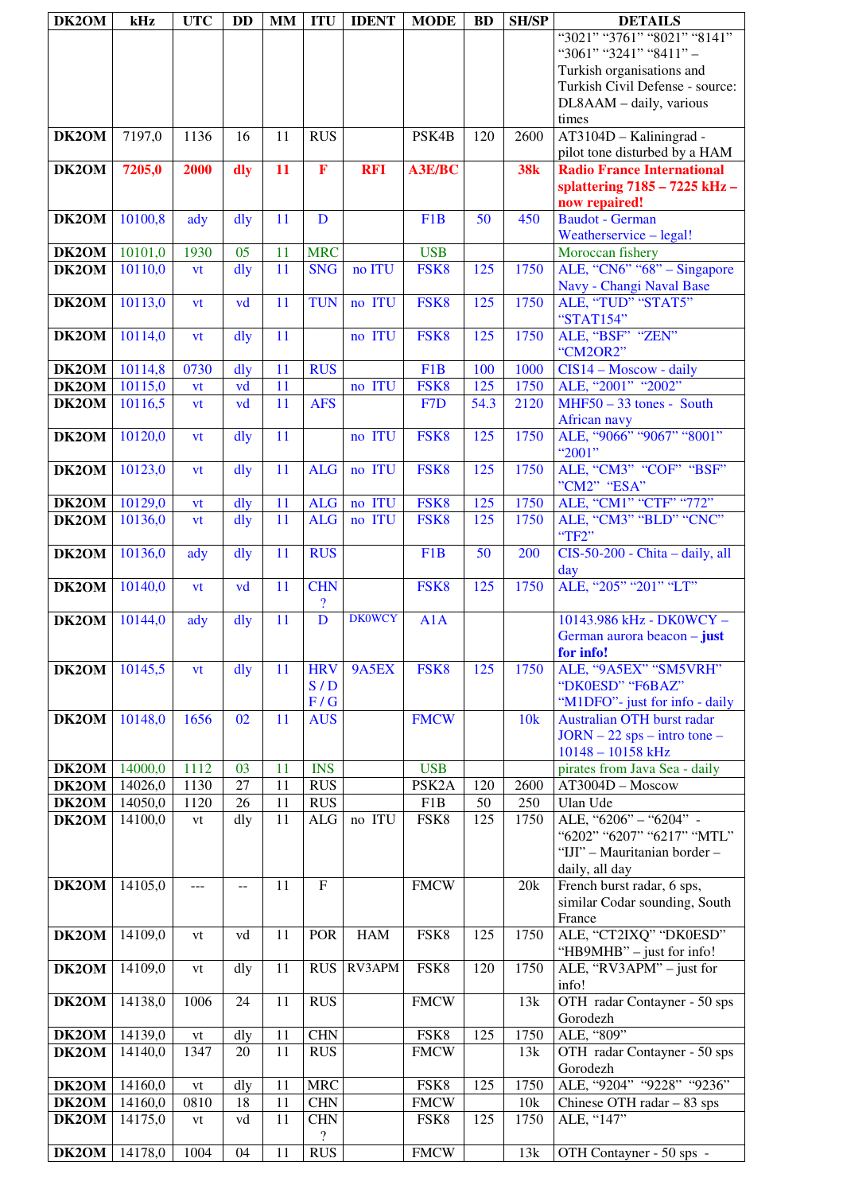| DK2OM | kHz | UTC | DD | MM | ITU | IDENT | MODE | BD | SH/SP | DETAILS |
|---|---|---|---|---|---|---|---|---|---|---|
| | | | | | | | | | | "3021" "3761" "8021" "8141" "3061" "3241" "8411" – Turkish organisations and Turkish Civil Defense - source: DL8AAM – daily, various times |
| DK2OM | 7197,0 | 1136 | 16 | 11 | RUS | | PSK4B | 120 | 2600 | AT3104D – Kaliningrad - pilot tone disturbed by a HAM |
| **DK2OM** | **7205,0** | **2000** | **dly** | **11** | **F** | **RFI** | **A3E/BC** | | **38k** | **Radio France International splattering 7185 – 7225 kHz – now repaired!** |
| DK2OM | 10100,8 | ady | dly | 11 | D | | F1B | 50 | 450 | Baudot - German Weatherservice – legal! |
| DK2OM | 10101,0 | 1930 | 05 | 11 | MRC | | USB | | | Moroccan fishery |
| DK2OM | 10110,0 | vt | dly | 11 | SNG | no ITU | FSK8 | 125 | 1750 | ALE, "CN6" "68" – Singapore Navy - Changi Naval Base |
| DK2OM | 10113,0 | vt | vd | 11 | TUN | no ITU | FSK8 | 125 | 1750 | ALE, "TUD" "STAT5" "STAT154" |
| DK2OM | 10114,0 | vt | dly | 11 | | no ITU | FSK8 | 125 | 1750 | ALE, "BSF" "ZEN" "CM2OR2" |
| DK2OM | 10114,8 | 0730 | dly | 11 | RUS | | F1B | 100 | 1000 | CIS14 – Moscow - daily |
| DK2OM | 10115,0 | vt | vd | 11 | | no ITU | FSK8 | 125 | 1750 | ALE, "2001" "2002" |
| DK2OM | 10116,5 | vt | vd | 11 | AFS | | F7D | 54.3 | 2120 | MHF50 – 33 tones - South African navy |
| DK2OM | 10120,0 | vt | dly | 11 | | no ITU | FSK8 | 125 | 1750 | ALE, "9066" "9067" "8001" "2001" |
| DK2OM | 10123,0 | vt | dly | 11 | ALG | no ITU | FSK8 | 125 | 1750 | ALE, "CM3" "COF" "BSF" "CM2" "ESA" |
| DK2OM | 10129,0 | vt | dly | 11 | ALG | no ITU | FSK8 | 125 | 1750 | ALE, "CM1" "CTF" "772" |
| DK2OM | 10136,0 | vt | dly | 11 | ALG | no ITU | FSK8 | 125 | 1750 | ALE, "CM3" "BLD" "CNC" "TF2" |
| DK2OM | 10136,0 | ady | dly | 11 | RUS | | F1B | 50 | 200 | CIS-50-200 - Chita – daily, all day |
| DK2OM | 10140,0 | vt | vd | 11 | CHN ? | | FSK8 | 125 | 1750 | ALE, "205" "201" "LT" |
| DK2OM | 10144,0 | ady | dly | 11 | D | DK0WCY | A1A | | | 10143.986 kHz - DK0WCY – German aurora beacon – **just for info!** |
| DK2OM | 10145,5 | vt | dly | 11 | HRV S / D F / G | 9A5EX | FSK8 | 125 | 1750 | ALE, "9A5EX" "SM5VRH" "DK0ESD" "F6BAZ" "M1DFO"- just for info - daily |
| DK2OM | 10148,0 | 1656 | 02 | 11 | AUS | | FMCW | | 10k | Australian OTH burst radar JORN – 22 sps – intro tone – 10148 – 10158 kHz |
| DK2OM | 14000,0 | 1112 | 03 | 11 | INS | | USB | | | pirates from Java Sea - daily |
| DK2OM | 14026,0 | 1130 | 27 | 11 | RUS | | PSK2A | 120 | 2600 | AT3004D – Moscow |
| DK2OM | 14050,0 | 1120 | 26 | 11 | RUS | | F1B | 50 | 250 | Ulan Ude |
| DK2OM | 14100,0 | vt | dly | 11 | ALG | no ITU | FSK8 | 125 | 1750 | ALE, "6206" – "6204" - "6202" "6207" "6217" "MTL" "IJI" – Mauritanian border – daily, all day |
| DK2OM | 14105,0 | --- | -- | 11 | F | | FMCW | | 20k | French burst radar, 6 sps, similar Codar sounding, South France |
| DK2OM | 14109,0 | vt | vd | 11 | POR | HAM | FSK8 | 125 | 1750 | ALE, "CT2IXQ" "DK0ESD" "HB9MHB" – just for info! |
| DK2OM | 14109,0 | vt | dly | 11 | RUS | RV3APM | FSK8 | 120 | 1750 | ALE, "RV3APM" – just for info! |
| DK2OM | 14138,0 | 1006 | 24 | 11 | RUS | | FMCW | | 13k | OTH radar Contayner - 50 sps Gorodezh |
| DK2OM | 14139,0 | vt | dly | 11 | CHN | | FSK8 | 125 | 1750 | ALE, "809" |
| DK2OM | 14140,0 | 1347 | 20 | 11 | RUS | | FMCW | | 13k | OTH radar Contayner - 50 sps Gorodezh |
| DK2OM | 14160,0 | vt | dly | 11 | MRC | | FSK8 | 125 | 1750 | ALE, "9204" "9228" "9236" |
| DK2OM | 14160,0 | 0810 | 18 | 11 | CHN | | FMCW | | 10k | Chinese OTH radar – 83 sps |
| DK2OM | 14175,0 | vt | vd | 11 | CHN ? | | FSK8 | 125 | 1750 | ALE, "147" |
| DK2OM | 14178,0 | 1004 | 04 | 11 | RUS | | FMCW | | 13k | OTH Contayner - 50 sps - |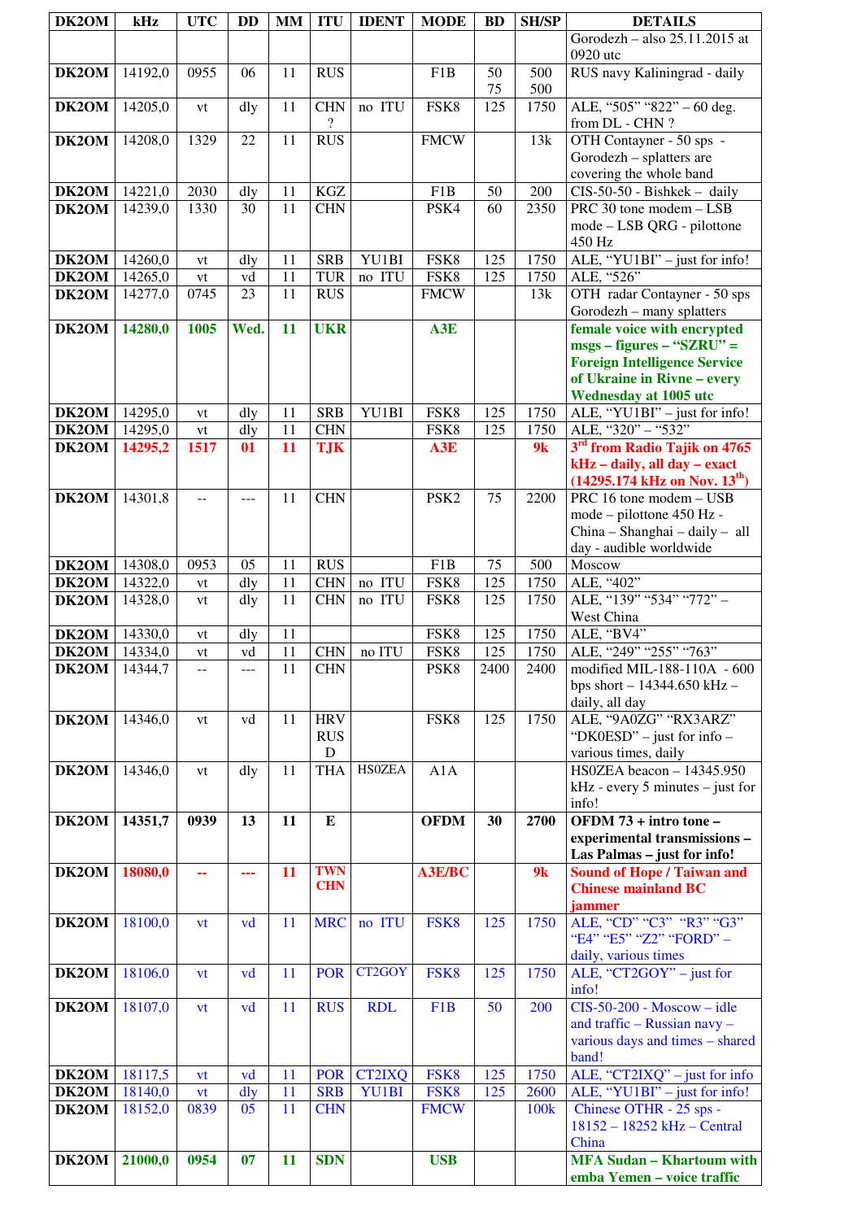| DK2OM | kHz | UTC | DD | MM | ITU | IDENT | MODE | BD | SH/SP | DETAILS |
|---|---|---|---|---|---|---|---|---|---|---|
| | | | | | | | | | | Gorodezh – also 25.11.2015 at 0920 utc |
| **DK2OM** | 14192,0 | 0955 | 06 | 11 | RUS | | F1B | 50 75 | 500 500 | RUS navy Kaliningrad - daily |
| **DK2OM** | 14205,0 | vt | dly | 11 | CHN ? | no ITU | FSK8 | 125 | 1750 | ALE, "505" "822" – 60 deg. from DL - CHN ? |
| **DK2OM** | 14208,0 | 1329 | 22 | 11 | RUS | | FMCW | | 13k | OTH Contayner - 50 sps - Gorodezh – splatters are covering the whole band |
| **DK2OM** | 14221,0 | 2030 | dly | 11 | KGZ | | F1B | 50 | 200 | CIS-50-50 - Bishkek – daily |
| **DK2OM** | 14239,0 | 1330 | 30 | 11 | CHN | | PSK4 | 60 | 2350 | PRC 30 tone modem – LSB mode – LSB QRG - pilottone 450 Hz |
| **DK2OM** | 14260,0 | vt | dly | 11 | SRB | YU1BI | FSK8 | 125 | 1750 | ALE, "YU1BI" – just for info! |
| **DK2OM** | 14265,0 | vt | vd | 11 | TUR | no ITU | FSK8 | 125 | 1750 | ALE, "526" |
| **DK2OM** | 14277,0 | 0745 | 23 | 11 | RUS | | FMCW | | 13k | OTH radar Contayner - 50 sps Gorodezh – many splatters |
| **DK2OM** | **14280,0** | **1005** | **Wed.** | **11** | **UKR** | | **A3E** | | | **female voice with encrypted msgs – figures – "SZRU" = Foreign Intelligence Service of Ukraine in Rivne – every Wednesday at 1005 utc** |
| **DK2OM** | 14295,0 | vt | dly | 11 | SRB | YU1BI | FSK8 | 125 | 1750 | ALE, "YU1BI" – just for info! |
| **DK2OM** | 14295,0 | vt | dly | 11 | CHN | | FSK8 | 125 | 1750 | ALE, "320" – "532" |
| **DK2OM** | **14295,2** | **1517** | **01** | **11** | **TJK** | | **A3E** | | **9k** | **3rd from Radio Tajik on 4765 kHz – daily, all day – exact (14295.174 kHz on Nov. 13th)** |
| **DK2OM** | 14301,8 | -- | --- | 11 | CHN | | PSK2 | 75 | 2200 | PRC 16 tone modem – USB mode – pilottone 450 Hz - China – Shanghai – daily – all day - audible worldwide |
| **DK2OM** | 14308,0 | 0953 | 05 | 11 | RUS | | F1B | 75 | 500 | Moscow |
| **DK2OM** | 14322,0 | vt | dly | 11 | CHN | no ITU | FSK8 | 125 | 1750 | ALE, "402" |
| **DK2OM** | 14328,0 | vt | dly | 11 | CHN | no ITU | FSK8 | 125 | 1750 | ALE, "139" "534" "772" – West China |
| **DK2OM** | 14330,0 | vt | dly | 11 | | | FSK8 | 125 | 1750 | ALE, "BV4" |
| **DK2OM** | 14334,0 | vt | vd | 11 | CHN | no ITU | FSK8 | 125 | 1750 | ALE, "249" "255" "763" |
| **DK2OM** | 14344,7 | -- | --- | 11 | CHN | | PSK8 | 2400 | 2400 | modified MIL-188-110A - 600 bps short – 14344.650 kHz – daily, all day |
| **DK2OM** | 14346,0 | vt | vd | 11 | HRV RUS D | | FSK8 | 125 | 1750 | ALE, "9A0ZG" "RX3ARZ" "DK0ESD" – just for info – various times, daily |
| **DK2OM** | 14346,0 | vt | dly | 11 | THA | HS0ZEA | A1A | | | HS0ZEA beacon – 14345.950 kHz - every 5 minutes – just for info! |
| **DK2OM** | **14351,7** | **0939** | **13** | **11** | **E** | | **OFDM** | **30** | **2700** | **OFDM 73 + intro tone – experimental transmissions – Las Palmas – just for info!** |
| **DK2OM** | **18080,0** | **--** | **---** | **11** | **TWN CHN** | | **A3E/BC** | | **9k** | **Sound of Hope / Taiwan and Chinese mainland BC jammer** |
| **DK2OM** | 18100,0 | vt | vd | 11 | MRC | no ITU | FSK8 | 125 | 1750 | ALE, "CD" "C3" "R3" "G3" "E4" "E5" "Z2" "FORD" – daily, various times |
| **DK2OM** | 18106,0 | vt | vd | 11 | POR | CT2GOY | FSK8 | 125 | 1750 | ALE, "CT2GOY" – just for info! |
| **DK2OM** | 18107,0 | vt | vd | 11 | RUS | RDL | F1B | 50 | 200 | CIS-50-200 - Moscow – idle and traffic – Russian navy – various days and times – shared band! |
| **DK2OM** | 18117,5 | vt | vd | 11 | POR | CT2IXQ | FSK8 | 125 | 1750 | ALE, "CT2IXQ" – just for info |
| **DK2OM** | 18140,0 | vt | dly | 11 | SRB | YU1BI | FSK8 | 125 | 2600 | ALE, "YU1BI" – just for info! |
| **DK2OM** | 18152,0 | 0839 | 05 | 11 | CHN | | FMCW | | 100k | Chinese OTHR - 25 sps - 18152 – 18252 kHz – Central China |
| **DK2OM** | **21000,0** | **0954** | **07** | **11** | **SDN** | | **USB** | | | **MFA Sudan – Khartoum with emba Yemen – voice traffic** |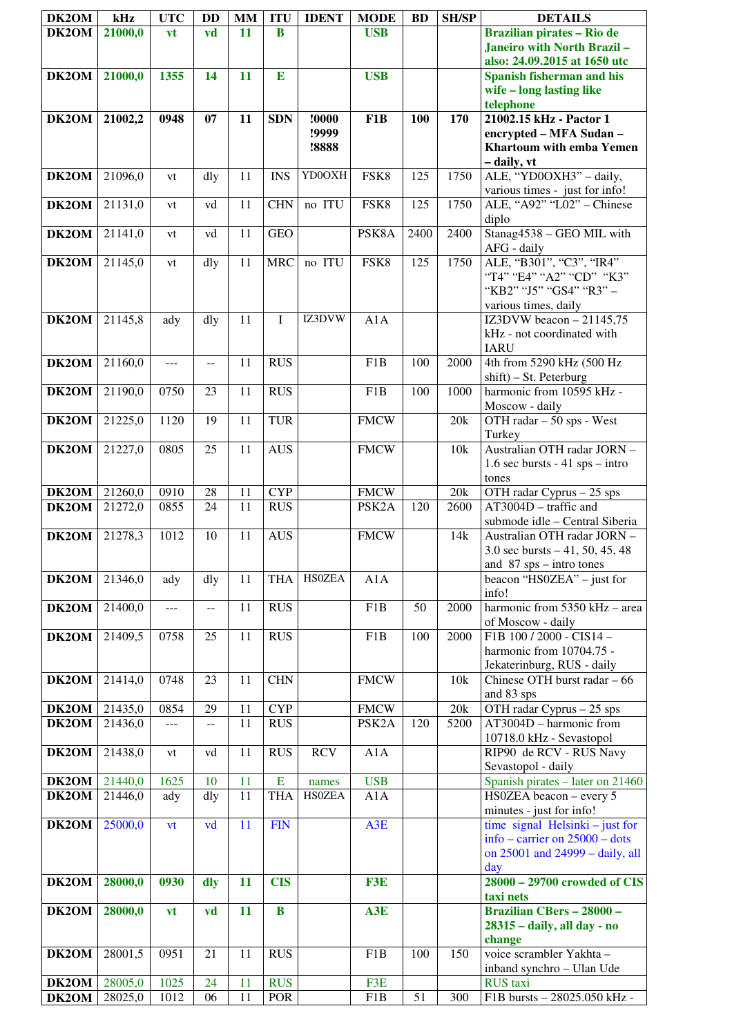| DK2OM | kHz | UTC | DD | MM | ITU | IDENT | MODE | BD | SH/SP | DETAILS |
|---|---|---|---|---|---|---|---|---|---|---|
| **DK2OM** | **21000,0** | **vt** | **vd** | **11** | **B** | | **USB** | | | **Brazilian pirates – Rio de Janeiro with North Brazil – also: 24.09.2015 at 1650 utc** |
| **DK2OM** | **21000,0** | **1355** | **14** | **11** | **E** | | **USB** | | | **Spanish fisherman and his wife – long lasting like telephone** |
| **DK2OM** | **21002,2** | **0948** | **07** | **11** | **SDN** | **!0000 !9999 !8888** | **F1B** | **100** | **170** | **21002.15 kHz - Pactor 1 encrypted – MFA Sudan – Khartoum with emba Yemen – daily, vt** |
| **DK2OM** | 21096,0 | vt | dly | 11 | INS | YD0OXH | FSK8 | 125 | 1750 | ALE, "YD0OXH3" – daily, various times - just for info! |
| **DK2OM** | 21131,0 | vt | vd | 11 | CHN | no ITU | FSK8 | 125 | 1750 | ALE, "A92" "L02" – Chinese diplo |
| **DK2OM** | 21141,0 | vt | vd | 11 | GEO | | PSK8A | 2400 | 2400 | Stanag4538 – GEO MIL with AFG - daily |
| **DK2OM** | 21145,0 | vt | dly | 11 | MRC | no ITU | FSK8 | 125 | 1750 | ALE, "B301", "C3", "IR4" "T4" "E4" "A2" "CD" "K3" "KB2" "J5" "GS4" "R3" – various times, daily |
| **DK2OM** | 21145,8 | ady | dly | 11 | I | IZ3DVW | A1A | | | IZ3DVW beacon – 21145,75 kHz - not coordinated with IARU |
| **DK2OM** | 21160,0 | --- | -- | 11 | RUS | | F1B | 100 | 2000 | 4th from 5290 kHz (500 Hz shift) – St. Peterburg |
| **DK2OM** | 21190,0 | 0750 | 23 | 11 | RUS | | F1B | 100 | 1000 | harmonic from 10595 kHz - Moscow - daily |
| **DK2OM** | 21225,0 | 1120 | 19 | 11 | TUR | | FMCW | | 20k | OTH radar – 50 sps - West Turkey |
| **DK2OM** | 21227,0 | 0805 | 25 | 11 | AUS | | FMCW | | 10k | Australian OTH radar JORN – 1.6 sec bursts - 41 sps – intro tones |
| **DK2OM** | 21260,0 | 0910 | 28 | 11 | CYP | | FMCW | | 20k | OTH radar Cyprus – 25 sps |
| **DK2OM** | 21272,0 | 0855 | 24 | 11 | RUS | | PSK2A | 120 | 2600 | AT3004D – traffic and submode idle – Central Siberia |
| **DK2OM** | 21278,3 | 1012 | 10 | 11 | AUS | | FMCW | | 14k | Australian OTH radar JORN – 3.0 sec bursts – 41, 50, 45, 48 and 87 sps – intro tones |
| **DK2OM** | 21346,0 | ady | dly | 11 | THA | HS0ZEA | A1A | | | beacon "HS0ZEA" – just for info! |
| **DK2OM** | 21400,0 | --- | -- | 11 | RUS | | F1B | 50 | 2000 | harmonic from 5350 kHz – area of Moscow - daily |
| **DK2OM** | 21409,5 | 0758 | 25 | 11 | RUS | | F1B | 100 | 2000 | F1B 100 / 2000 - CIS14 – harmonic from 10704.75 - Jekaterinburg, RUS - daily |
| **DK2OM** | 21414,0 | 0748 | 23 | 11 | CHN | | FMCW | | 10k | Chinese OTH burst radar – 66 and 83 sps |
| **DK2OM** | 21435,0 | 0854 | 29 | 11 | CYP | | FMCW | | 20k | OTH radar Cyprus – 25 sps |
| **DK2OM** | 21436,0 | --- | -- | 11 | RUS | | PSK2A | 120 | 5200 | AT3004D – harmonic from 10718.0 kHz - Sevastopol |
| **DK2OM** | 21438,0 | vt | vd | 11 | RUS | RCV | A1A | | | RIP90 de RCV - RUS Navy Sevastopol - daily |
| **DK2OM** | 21440,0 | 1625 | 10 | 11 | E | names | USB | | | Spanish pirates – later on 21460 |
| **DK2OM** | 21446,0 | ady | dly | 11 | THA | HS0ZEA | A1A | | | HS0ZEA beacon – every 5 minutes - just for info! |
| **DK2OM** | 25000,0 | vt | vd | 11 | FIN | | A3E | | | time signal Helsinki – just for info – carrier on 25000 – dots on 25001 and 24999 – daily, all day |
| **DK2OM** | **28000,0** | **0930** | **dly** | **11** | **CIS** | | **F3E** | | | **28000 – 29700 crowded of CIS taxi nets** |
| **DK2OM** | **28000,0** | **vt** | **vd** | **11** | **B** | | **A3E** | | | **Brazilian CBers – 28000 – 28315 – daily, all day - no change** |
| **DK2OM** | 28001,5 | 0951 | 21 | 11 | RUS | | F1B | 100 | 150 | voice scrambler Yakhta – inband synchro – Ulan Ude |
| **DK2OM** | 28005,0 | 1025 | 24 | 11 | RUS | | F3E | | | RUS taxi |
| **DK2OM** | 28025,0 | 1012 | 06 | 11 | POR | | F1B | 51 | 300 | F1B bursts – 28025.050 kHz - |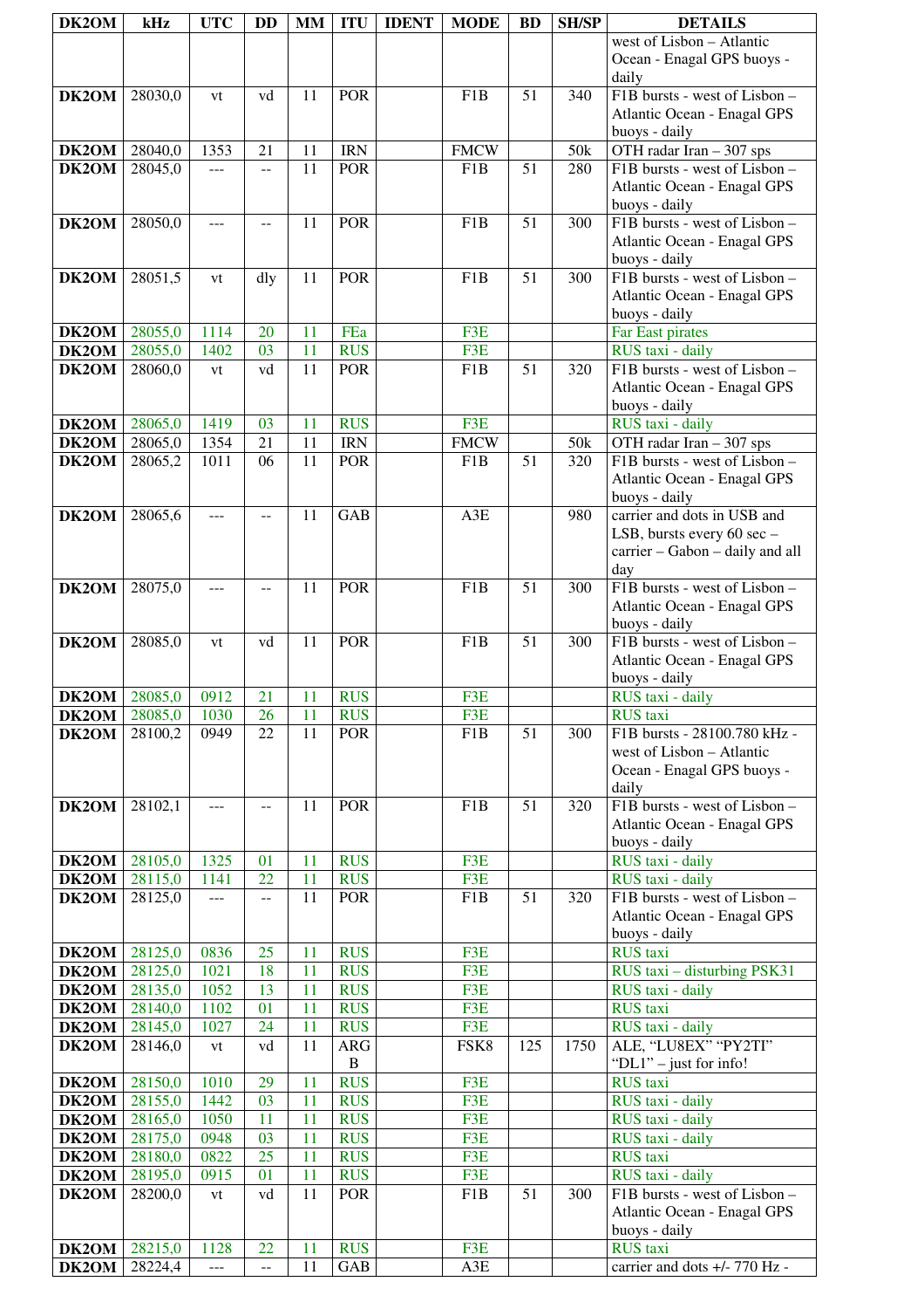| DK2OM | kHz | UTC | DD | MM | ITU | IDENT | MODE | BD | SH/SP | DETAILS |
|---|---|---|---|---|---|---|---|---|---|---|
| | | | | | | | | | | west of Lisbon – Atlantic Ocean - Enagal GPS buoys - daily |
| **DK2OM** | 28030,0 | vt | vd | 11 | POR | | F1B | 51 | 340 | F1B bursts - west of Lisbon – Atlantic Ocean - Enagal GPS buoys - daily |
| **DK2OM** | 28040,0 | 1353 | 21 | 11 | IRN | | FMCW | | 50k | OTH radar Iran – 307 sps |
| **DK2OM** | 28045,0 | --- | -- | 11 | POR | | F1B | 51 | 280 | F1B bursts - west of Lisbon – Atlantic Ocean - Enagal GPS buoys - daily |
| **DK2OM** | 28050,0 | --- | -- | 11 | POR | | F1B | 51 | 300 | F1B bursts - west of Lisbon – Atlantic Ocean - Enagal GPS buoys - daily |
| **DK2OM** | 28051,5 | vt | dly | 11 | POR | | F1B | 51 | 300 | F1B bursts - west of Lisbon – Atlantic Ocean - Enagal GPS buoys - daily |
| **DK2OM** | 28055,0 | 1114 | 20 | 11 | FEa | | F3E | | | Far East pirates |
| **DK2OM** | 28055,0 | 1402 | 03 | 11 | RUS | | F3E | | | RUS taxi - daily |
| **DK2OM** | 28060,0 | vt | vd | 11 | POR | | F1B | 51 | 320 | F1B bursts - west of Lisbon – Atlantic Ocean - Enagal GPS buoys - daily |
| **DK2OM** | 28065,0 | 1419 | 03 | 11 | RUS | | F3E | | | RUS taxi - daily |
| **DK2OM** | 28065,0 | 1354 | 21 | 11 | IRN | | FMCW | | 50k | OTH radar Iran – 307 sps |
| **DK2OM** | 28065,2 | 1011 | 06 | 11 | POR | | F1B | 51 | 320 | F1B bursts - west of Lisbon – Atlantic Ocean - Enagal GPS buoys - daily |
| **DK2OM** | 28065,6 | --- | -- | 11 | GAB | | A3E | | 980 | carrier and dots in USB and LSB, bursts every 60 sec – carrier – Gabon – daily and all day |
| **DK2OM** | 28075,0 | --- | -- | 11 | POR | | F1B | 51 | 300 | F1B bursts - west of Lisbon – Atlantic Ocean - Enagal GPS buoys - daily |
| **DK2OM** | 28085,0 | vt | vd | 11 | POR | | F1B | 51 | 300 | F1B bursts - west of Lisbon – Atlantic Ocean - Enagal GPS buoys - daily |
| **DK2OM** | 28085,0 | 0912 | 21 | 11 | RUS | | F3E | | | RUS taxi - daily |
| **DK2OM** | 28085,0 | 1030 | 26 | 11 | RUS | | F3E | | | RUS taxi |
| **DK2OM** | 28100,2 | 0949 | 22 | 11 | POR | | F1B | 51 | 300 | F1B bursts - 28100.780 kHz - west of Lisbon – Atlantic Ocean - Enagal GPS buoys - daily |
| **DK2OM** | 28102,1 | --- | -- | 11 | POR | | F1B | 51 | 320 | F1B bursts - west of Lisbon – Atlantic Ocean - Enagal GPS buoys - daily |
| **DK2OM** | 28105,0 | 1325 | 01 | 11 | RUS | | F3E | | | RUS taxi - daily |
| **DK2OM** | 28115,0 | 1141 | 22 | 11 | RUS | | F3E | | | RUS taxi - daily |
| **DK2OM** | 28125,0 | --- | -- | 11 | POR | | F1B | 51 | 320 | F1B bursts - west of Lisbon – Atlantic Ocean - Enagal GPS buoys - daily |
| **DK2OM** | 28125,0 | 0836 | 25 | 11 | RUS | | F3E | | | RUS taxi |
| **DK2OM** | 28125,0 | 1021 | 18 | 11 | RUS | | F3E | | | RUS taxi – disturbing PSK31 |
| **DK2OM** | 28135,0 | 1052 | 13 | 11 | RUS | | F3E | | | RUS taxi - daily |
| **DK2OM** | 28140,0 | 1102 | 01 | 11 | RUS | | F3E | | | RUS taxi |
| **DK2OM** | 28145,0 | 1027 | 24 | 11 | RUS | | F3E | | | RUS taxi - daily |
| **DK2OM** | 28146,0 | vt | vd | 11 | ARGB | | FSK8 | 125 | 1750 | ALE, "LU8EX" "PY2TI" "DL1" – just for info! |
| **DK2OM** | 28150,0 | 1010 | 29 | 11 | RUS | | F3E | | | RUS taxi |
| **DK2OM** | 28155,0 | 1442 | 03 | 11 | RUS | | F3E | | | RUS taxi - daily |
| **DK2OM** | 28165,0 | 1050 | 11 | 11 | RUS | | F3E | | | RUS taxi - daily |
| **DK2OM** | 28175,0 | 0948 | 03 | 11 | RUS | | F3E | | | RUS taxi - daily |
| **DK2OM** | 28180,0 | 0822 | 25 | 11 | RUS | | F3E | | | RUS taxi |
| **DK2OM** | 28195,0 | 0915 | 01 | 11 | RUS | | F3E | | | RUS taxi - daily |
| **DK2OM** | 28200,0 | vt | vd | 11 | POR | | F1B | 51 | 300 | F1B bursts - west of Lisbon – Atlantic Ocean - Enagal GPS buoys - daily |
| **DK2OM** | 28215,0 | 1128 | 22 | 11 | RUS | | F3E | | | RUS taxi |
| **DK2OM** | 28224,4 | --- | -- | 11 | GAB | | A3E | | | carrier and dots +/- 770 Hz - |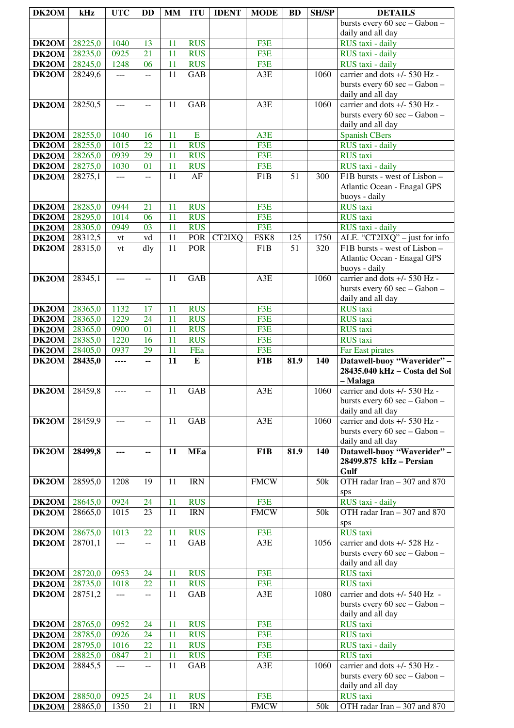| DK2OM | kHz | UTC | DD | MM | ITU | IDENT | MODE | BD | SH/SP | DETAILS |
|---|---|---|---|---|---|---|---|---|---|---|
| | | | | | | | | | | bursts every 60 sec – Gabon – daily and all day |
| DK2OM | 28225,0 | 1040 | 13 | 11 | RUS | | F3E | | | RUS taxi - daily |
| DK2OM | 28235,0 | 0925 | 21 | 11 | RUS | | F3E | | | RUS taxi - daily |
| DK2OM | 28245,0 | 1248 | 06 | 11 | RUS | | F3E | | | RUS taxi - daily |
| DK2OM | 28249,6 | --- | -- | 11 | GAB | | A3E | | 1060 | carrier and dots +/- 530 Hz - bursts every 60 sec – Gabon – daily and all day |
| DK2OM | 28250,5 | --- | -- | 11 | GAB | | A3E | | 1060 | carrier and dots +/- 530 Hz - bursts every 60 sec – Gabon – daily and all day |
| DK2OM | 28255,0 | 1040 | 16 | 11 | E | | A3E | | | Spanish CBers |
| DK2OM | 28255,0 | 1015 | 22 | 11 | RUS | | F3E | | | RUS taxi - daily |
| DK2OM | 28265,0 | 0939 | 29 | 11 | RUS | | F3E | | | RUS taxi |
| DK2OM | 28275,0 | 1030 | 01 | 11 | RUS | | F3E | | | RUS taxi - daily |
| DK2OM | 28275,1 | --- | -- | 11 | AF | | F1B | 51 | 300 | F1B bursts - west of Lisbon – Atlantic Ocean - Enagal GPS buoys - daily |
| DK2OM | 28285,0 | 0944 | 21 | 11 | RUS | | F3E | | | RUS taxi |
| DK2OM | 28295,0 | 1014 | 06 | 11 | RUS | | F3E | | | RUS taxi |
| DK2OM | 28305,0 | 0949 | 03 | 11 | RUS | | F3E | | | RUS taxi - daily |
| DK2OM | 28312,5 | vt | vd | 11 | POR | CT2IXQ | FSK8 | 125 | 1750 | ALE. “CT2IXQ” – just for info |
| DK2OM | 28315,0 | vt | dly | 11 | POR | | F1B | 51 | 320 | F1B bursts - west of Lisbon – Atlantic Ocean - Enagal GPS buoys - daily |
| DK2OM | 28345,1 | --- | -- | 11 | GAB | | A3E | | 1060 | carrier and dots +/- 530 Hz - bursts every 60 sec – Gabon – daily and all day |
| DK2OM | 28365,0 | 1132 | 17 | 11 | RUS | | F3E | | | RUS taxi |
| DK2OM | 28365,0 | 1229 | 24 | 11 | RUS | | F3E | | | RUS taxi |
| DK2OM | 28365,0 | 0900 | 01 | 11 | RUS | | F3E | | | RUS taxi |
| DK2OM | 28385,0 | 1220 | 16 | 11 | RUS | | F3E | | | RUS taxi |
| DK2OM | 28405,0 | 0937 | 29 | 11 | FEa | | F3E | | | Far East pirates |
| **DK2OM** | **28435,0** | **----** | **--** | **11** | **E** | | **F1B** | **81.9** | **140** | **Datawell-buoy “Waverider” – 28435.040 kHz – Costa del Sol – Malaga** |
| DK2OM | 28459,8 | ---- | -- | 11 | GAB | | A3E | | 1060 | carrier and dots +/- 530 Hz - bursts every 60 sec – Gabon – daily and all day |
| DK2OM | 28459,9 | --- | -- | 11 | GAB | | A3E | | 1060 | carrier and dots +/- 530 Hz - bursts every 60 sec – Gabon – daily and all day |
| **DK2OM** | **28499,8** | **---** | **--** | **11** | **MEa** | | **F1B** | **81.9** | **140** | **Datawell-buoy “Waverider” – 28499.875 kHz – Persian Gulf** |
| DK2OM | 28595,0 | 1208 | 19 | 11 | IRN | | FMCW | | 50k | OTH radar Iran – 307 and 870 sps |
| DK2OM | 28645,0 | 0924 | 24 | 11 | RUS | | F3E | | | RUS taxi - daily |
| DK2OM | 28665,0 | 1015 | 23 | 11 | IRN | | FMCW | | 50k | OTH radar Iran – 307 and 870 sps |
| DK2OM | 28675,0 | 1013 | 22 | 11 | RUS | | F3E | | | RUS taxi |
| DK2OM | 28701,1 | --- | -- | 11 | GAB | | A3E | | 1056 | carrier and dots +/- 528 Hz - bursts every 60 sec – Gabon – daily and all day |
| DK2OM | 28720,0 | 0953 | 24 | 11 | RUS | | F3E | | | RUS taxi |
| DK2OM | 28735,0 | 1018 | 22 | 11 | RUS | | F3E | | | RUS taxi |
| DK2OM | 28751,2 | --- | -- | 11 | GAB | | A3E | | 1080 | carrier and dots +/- 540 Hz - bursts every 60 sec – Gabon – daily and all day |
| DK2OM | 28765,0 | 0952 | 24 | 11 | RUS | | F3E | | | RUS taxi |
| DK2OM | 28785,0 | 0926 | 24 | 11 | RUS | | F3E | | | RUS taxi |
| DK2OM | 28795,0 | 1016 | 22 | 11 | RUS | | F3E | | | RUS taxi - daily |
| DK2OM | 28825,0 | 0847 | 21 | 11 | RUS | | F3E | | | RUS taxi |
| DK2OM | 28845,5 | --- | -- | 11 | GAB | | A3E | | 1060 | carrier and dots +/- 530 Hz - bursts every 60 sec – Gabon – daily and all day |
| DK2OM | 28850,0 | 0925 | 24 | 11 | RUS | | F3E | | | RUS taxi |
| DK2OM | 28865,0 | 1350 | 21 | 11 | IRN | | FMCW | | 50k | OTH radar Iran – 307 and 870 |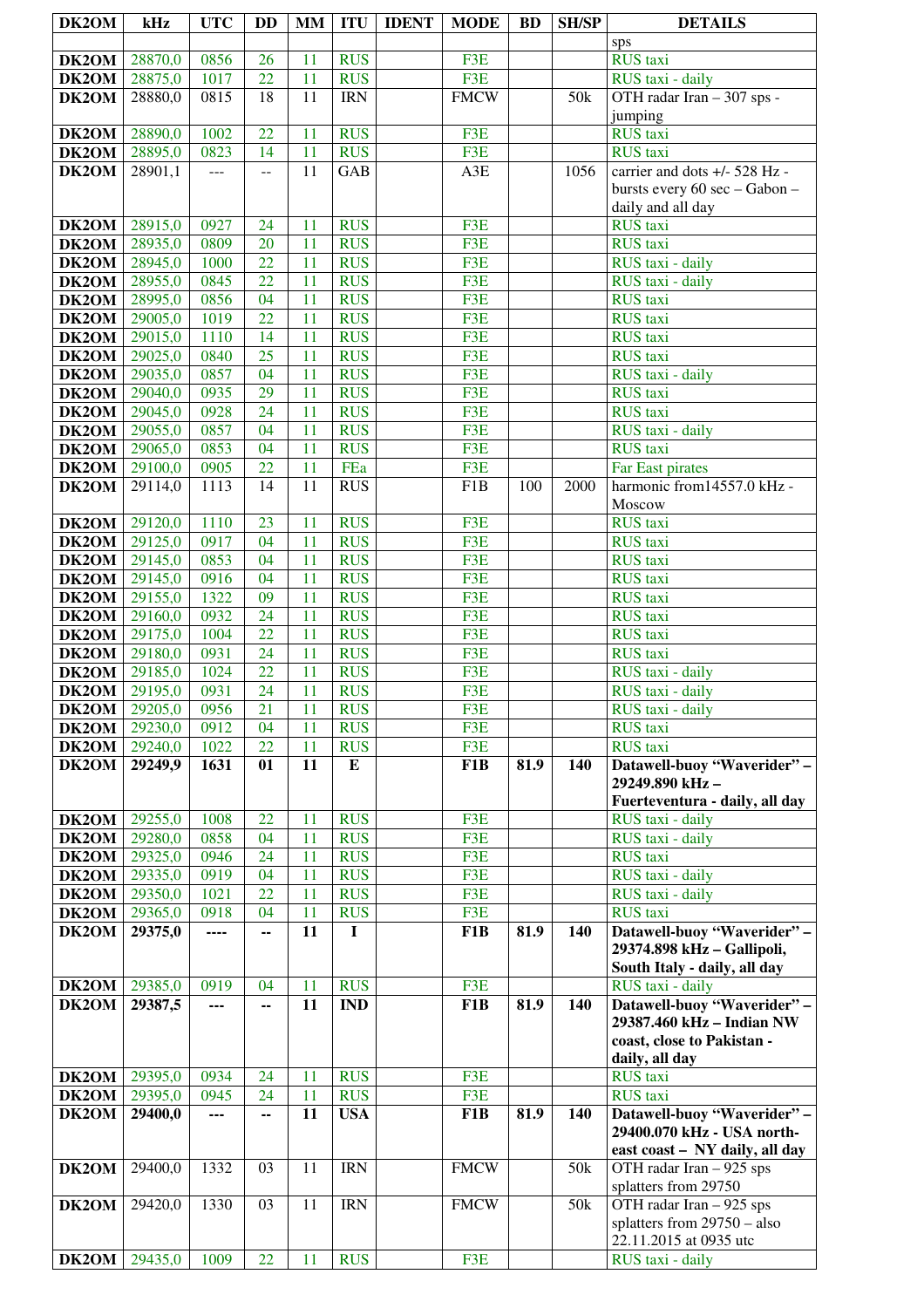| DK2OM | kHz | UTC | DD | MM | ITU | IDENT | MODE | BD | SH/SP | DETAILS |
|---|---|---|---|---|---|---|---|---|---|---|
| | | | | | | | | | | sps |
| DK2OM | 28870,0 | 0856 | 26 | 11 | RUS | | F3E | | | RUS taxi |
| DK2OM | 28875,0 | 1017 | 22 | 11 | RUS | | F3E | | | RUS taxi - daily |
| DK2OM | 28880,0 | 0815 | 18 | 11 | IRN | | FMCW | | 50k | OTH radar Iran – 307 sps - jumping |
| DK2OM | 28890,0 | 1002 | 22 | 11 | RUS | | F3E | | | RUS taxi |
| DK2OM | 28895,0 | 0823 | 14 | 11 | RUS | | F3E | | | RUS taxi |
| DK2OM | 28901,1 | --- | -- | 11 | GAB | | A3E | | 1056 | carrier and dots +/- 528 Hz - bursts every 60 sec – Gabon – daily and all day |
| DK2OM | 28915,0 | 0927 | 24 | 11 | RUS | | F3E | | | RUS taxi |
| DK2OM | 28935,0 | 0809 | 20 | 11 | RUS | | F3E | | | RUS taxi |
| DK2OM | 28945,0 | 1000 | 22 | 11 | RUS | | F3E | | | RUS taxi - daily |
| DK2OM | 28955,0 | 0845 | 22 | 11 | RUS | | F3E | | | RUS taxi - daily |
| DK2OM | 28995,0 | 0856 | 04 | 11 | RUS | | F3E | | | RUS taxi |
| DK2OM | 29005,0 | 1019 | 22 | 11 | RUS | | F3E | | | RUS taxi |
| DK2OM | 29015,0 | 1110 | 14 | 11 | RUS | | F3E | | | RUS taxi |
| DK2OM | 29025,0 | 0840 | 25 | 11 | RUS | | F3E | | | RUS taxi |
| DK2OM | 29035,0 | 0857 | 04 | 11 | RUS | | F3E | | | RUS taxi - daily |
| DK2OM | 29040,0 | 0935 | 29 | 11 | RUS | | F3E | | | RUS taxi |
| DK2OM | 29045,0 | 0928 | 24 | 11 | RUS | | F3E | | | RUS taxi |
| DK2OM | 29055,0 | 0857 | 04 | 11 | RUS | | F3E | | | RUS taxi - daily |
| DK2OM | 29065,0 | 0853 | 04 | 11 | RUS | | F3E | | | RUS taxi |
| DK2OM | 29100,0 | 0905 | 22 | 11 | FEa | | F3E | | | Far East pirates |
| DK2OM | 29114,0 | 1113 | 14 | 11 | RUS | | F1B | 100 | 2000 | harmonic from14557.0 kHz - Moscow |
| DK2OM | 29120,0 | 1110 | 23 | 11 | RUS | | F3E | | | RUS taxi |
| DK2OM | 29125,0 | 0917 | 04 | 11 | RUS | | F3E | | | RUS taxi |
| DK2OM | 29145,0 | 0853 | 04 | 11 | RUS | | F3E | | | RUS taxi |
| DK2OM | 29145,0 | 0916 | 04 | 11 | RUS | | F3E | | | RUS taxi |
| DK2OM | 29155,0 | 1322 | 09 | 11 | RUS | | F3E | | | RUS taxi |
| DK2OM | 29160,0 | 0932 | 24 | 11 | RUS | | F3E | | | RUS taxi |
| DK2OM | 29175,0 | 1004 | 22 | 11 | RUS | | F3E | | | RUS taxi |
| DK2OM | 29180,0 | 0931 | 24 | 11 | RUS | | F3E | | | RUS taxi |
| DK2OM | 29185,0 | 1024 | 22 | 11 | RUS | | F3E | | | RUS taxi - daily |
| DK2OM | 29195,0 | 0931 | 24 | 11 | RUS | | F3E | | | RUS taxi - daily |
| DK2OM | 29205,0 | 0956 | 21 | 11 | RUS | | F3E | | | RUS taxi - daily |
| DK2OM | 29230,0 | 0912 | 04 | 11 | RUS | | F3E | | | RUS taxi |
| DK2OM | 29240,0 | 1022 | 22 | 11 | RUS | | F3E | | | RUS taxi |
| **DK2OM** | **29249,9** | **1631** | **01** | **11** | **E** | | **F1B** | **81.9** | **140** | **Datawell-buoy "Waverider" – 29249.890 kHz – Fuerteventura - daily, all day** |
| DK2OM | 29255,0 | 1008 | 22 | 11 | RUS | | F3E | | | RUS taxi - daily |
| DK2OM | 29280,0 | 0858 | 04 | 11 | RUS | | F3E | | | RUS taxi - daily |
| DK2OM | 29325,0 | 0946 | 24 | 11 | RUS | | F3E | | | RUS taxi |
| DK2OM | 29335,0 | 0919 | 04 | 11 | RUS | | F3E | | | RUS taxi - daily |
| DK2OM | 29350,0 | 1021 | 22 | 11 | RUS | | F3E | | | RUS taxi - daily |
| DK2OM | 29365,0 | 0918 | 04 | 11 | RUS | | F3E | | | RUS taxi |
| **DK2OM** | **29375,0** | **----** | **--** | **11** | **I** | | **F1B** | **81.9** | **140** | **Datawell-buoy "Waverider" – 29374.898 kHz – Gallipoli, South Italy - daily, all day** |
| DK2OM | 29385,0 | 0919 | 04 | 11 | RUS | | F3E | | | RUS taxi - daily |
| **DK2OM** | **29387,5** | **---** | **--** | **11** | **IND** | | **F1B** | **81.9** | **140** | **Datawell-buoy "Waverider" – 29387.460 kHz – Indian NW coast, close to Pakistan - daily, all day** |
| DK2OM | 29395,0 | 0934 | 24 | 11 | RUS | | F3E | | | RUS taxi |
| DK2OM | 29395,0 | 0945 | 24 | 11 | RUS | | F3E | | | RUS taxi |
| **DK2OM** | **29400,0** | **---** | **--** | **11** | **USA** | | **F1B** | **81.9** | **140** | **Datawell-buoy "Waverider" – 29400.070 kHz - USA north-east coast – NY daily, all day** |
| DK2OM | 29400,0 | 1332 | 03 | 11 | IRN | | FMCW | | 50k | OTH radar Iran – 925 sps splatters from 29750 |
| DK2OM | 29420,0 | 1330 | 03 | 11 | IRN | | FMCW | | 50k | OTH radar Iran – 925 sps splatters from 29750 – also 22.11.2015 at 0935 utc |
| DK2OM | 29435,0 | 1009 | 22 | 11 | RUS | | F3E | | | RUS taxi - daily |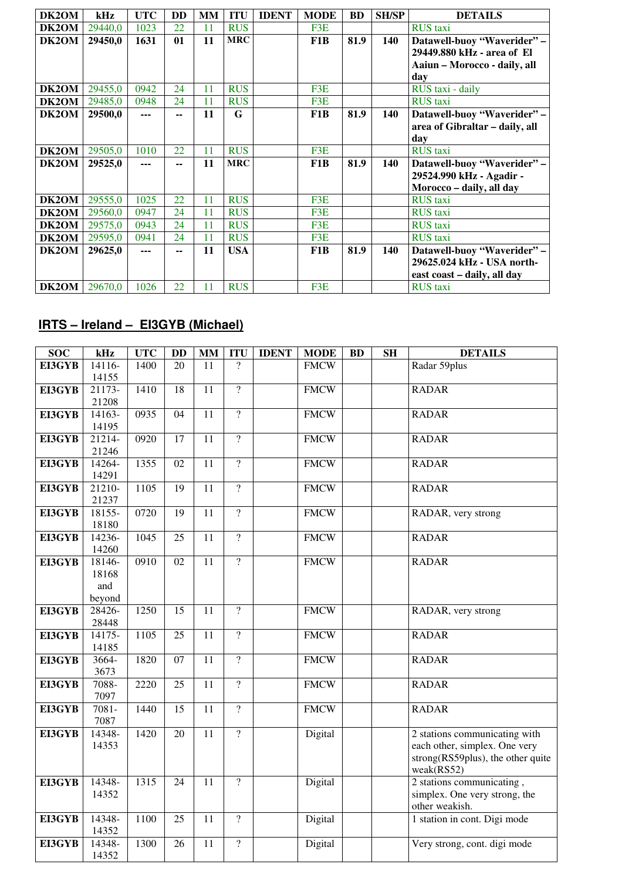| DK2OM | kHz | UTC | DD | MM | ITU | IDENT | MODE | BD | SH/SP | DETAILS |
|---|---|---|---|---|---|---|---|---|---|---|
| DK2OM | 29440,0 | 1023 | 22 | 11 | RUS | | F3E | | | RUS taxi |
| **DK2OM** | **29450,0** | **1631** | **01** | **11** | **MRC** | | **F1B** | **81.9** | **140** | **Datawell-buoy "Waverider" – 29449.880 kHz - area of El Aaiun – Morocco - daily, all day** |
| DK2OM | 29455,0 | 0942 | 24 | 11 | RUS | | F3E | | | RUS taxi - daily |
| DK2OM | 29485,0 | 0948 | 24 | 11 | RUS | | F3E | | | RUS taxi |
| **DK2OM** | **29500,0** | **---** | **--** | **11** | **G** | | **F1B** | **81.9** | **140** | **Datawell-buoy "Waverider" – area of Gibraltar – daily, all day** |
| DK2OM | 29505,0 | 1010 | 22 | 11 | RUS | | F3E | | | RUS taxi |
| **DK2OM** | **29525,0** | **---** | **--** | **11** | **MRC** | | **F1B** | **81.9** | **140** | **Datawell-buoy "Waverider" – 29524.990 kHz - Agadir - Morocco – daily, all day** |
| DK2OM | 29555,0 | 1025 | 22 | 11 | RUS | | F3E | | | RUS taxi |
| DK2OM | 29560,0 | 0947 | 24 | 11 | RUS | | F3E | | | RUS taxi |
| DK2OM | 29575,0 | 0943 | 24 | 11 | RUS | | F3E | | | RUS taxi |
| DK2OM | 29595,0 | 0941 | 24 | 11 | RUS | | F3E | | | RUS taxi |
| **DK2OM** | **29625,0** | **---** | **--** | **11** | **USA** | | **F1B** | **81.9** | **140** | **Datawell-buoy "Waverider" – 29625.024 kHz - USA north-east coast – daily, all day** |
| DK2OM | 29670,0 | 1026 | 22 | 11 | RUS | | F3E | | | RUS taxi |

## IRTS – Ireland – EI3GYB (Michael)

| SOC | kHz | UTC | DD | MM | ITU | IDENT | MODE | BD | SH | DETAILS |
|---|---|---|---|---|---|---|---|---|---|---|
| EI3GYB | 14116-14155 | 1400 | 20 | 11 | ? | | FMCW | | | Radar 59plus |
| EI3GYB | 21173-21208 | 1410 | 18 | 11 | ? | | FMCW | | | RADAR |
| EI3GYB | 14163-14195 | 0935 | 04 | 11 | ? | | FMCW | | | RADAR |
| EI3GYB | 21214-21246 | 0920 | 17 | 11 | ? | | FMCW | | | RADAR |
| EI3GYB | 14264-14291 | 1355 | 02 | 11 | ? | | FMCW | | | RADAR |
| EI3GYB | 21210-21237 | 1105 | 19 | 11 | ? | | FMCW | | | RADAR |
| EI3GYB | 18155-18180 | 0720 | 19 | 11 | ? | | FMCW | | | RADAR, very strong |
| EI3GYB | 14236-14260 | 1045 | 25 | 11 | ? | | FMCW | | | RADAR |
| EI3GYB | 18146-18168 and beyond | 0910 | 02 | 11 | ? | | FMCW | | | RADAR |
| EI3GYB | 28426-28448 | 1250 | 15 | 11 | ? | | FMCW | | | RADAR, very strong |
| EI3GYB | 14175-14185 | 1105 | 25 | 11 | ? | | FMCW | | | RADAR |
| EI3GYB | 3664-3673 | 1820 | 07 | 11 | ? | | FMCW | | | RADAR |
| EI3GYB | 7088-7097 | 2220 | 25 | 11 | ? | | FMCW | | | RADAR |
| EI3GYB | 7081-7087 | 1440 | 15 | 11 | ? | | FMCW | | | RADAR |
| EI3GYB | 14348-14353 | 1420 | 20 | 11 | ? | | Digital | | | 2 stations communicating with each other, simplex. One very strong(RS59plus), the other quite weak(RS52) |
| EI3GYB | 14348-14352 | 1315 | 24 | 11 | ? | | Digital | | | 2 stations communicating , simplex. One very strong, the other weakish. |
| EI3GYB | 14348-14352 | 1100 | 25 | 11 | ? | | Digital | | | 1 station in cont. Digi mode |
| EI3GYB | 14348-14352 | 1300 | 26 | 11 | ? | | Digital | | | Very strong, cont. digi mode |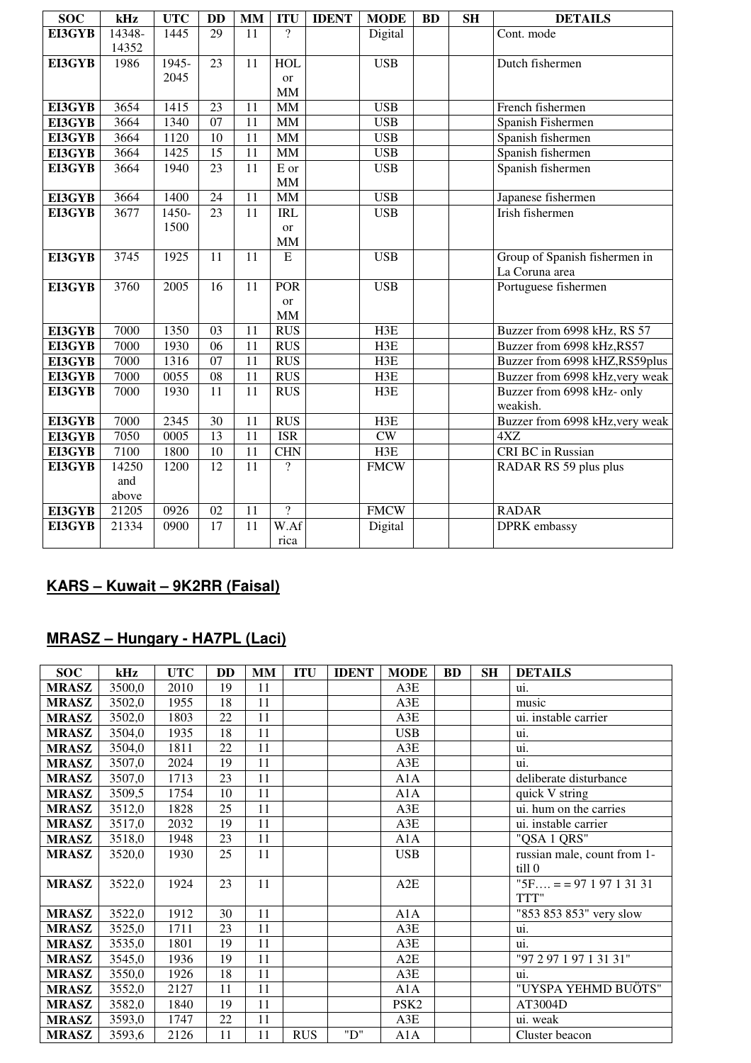| SOC | kHz | UTC | DD | MM | ITU | IDENT | MODE | BD | SH | DETAILS |
|---|---|---|---|---|---|---|---|---|---|---|
| EI3GYB | 14348-14352 | 1445 | 29 | 11 | ? | | Digital | | | Cont. mode |
| EI3GYB | 1986 | 1945-2045 | 23 | 11 | HOL or MM | | USB | | | Dutch fishermen |
| EI3GYB | 3654 | 1415 | 23 | 11 | MM | | USB | | | French fishermen |
| EI3GYB | 3664 | 1340 | 07 | 11 | MM | | USB | | | Spanish Fishermen |
| EI3GYB | 3664 | 1120 | 10 | 11 | MM | | USB | | | Spanish fishermen |
| EI3GYB | 3664 | 1425 | 15 | 11 | MM | | USB | | | Spanish fishermen |
| EI3GYB | 3664 | 1940 | 23 | 11 | E or MM | | USB | | | Spanish fishermen |
| EI3GYB | 3664 | 1400 | 24 | 11 | MM | | USB | | | Japanese fishermen |
| EI3GYB | 3677 | 1450-1500 | 23 | 11 | IRL or MM | | USB | | | Irish fishermen |
| EI3GYB | 3745 | 1925 | 11 | 11 | E | | USB | | | Group of Spanish fishermen in La Coruna area |
| EI3GYB | 3760 | 2005 | 16 | 11 | POR or MM | | USB | | | Portuguese fishermen |
| EI3GYB | 7000 | 1350 | 03 | 11 | RUS | | H3E | | | Buzzer from 6998 kHz, RS 57 |
| EI3GYB | 7000 | 1930 | 06 | 11 | RUS | | H3E | | | Buzzer from 6998 kHz,RS57 |
| EI3GYB | 7000 | 1316 | 07 | 11 | RUS | | H3E | | | Buzzer from 6998 kHZ,RS59plus |
| EI3GYB | 7000 | 0055 | 08 | 11 | RUS | | H3E | | | Buzzer from 6998 kHz,very weak |
| EI3GYB | 7000 | 1930 | 11 | 11 | RUS | | H3E | | | Buzzer from 6998 kHz- only weakish. |
| EI3GYB | 7000 | 2345 | 30 | 11 | RUS | | H3E | | | Buzzer from 6998 kHz,very weak |
| EI3GYB | 7050 | 0005 | 13 | 11 | ISR | | CW | | | 4XZ |
| EI3GYB | 7100 | 1800 | 10 | 11 | CHN | | H3E | | | CRI BC in Russian |
| EI3GYB | 14250 and above | 1200 | 12 | 11 | ? | | FMCW | | | RADAR RS 59 plus plus |
| EI3GYB | 21205 | 0926 | 02 | 11 | ? | | FMCW | | | RADAR |
| EI3GYB | 21334 | 0900 | 17 | 11 | W.Africa | | Digital | | | DPRK embassy |

## KARS – Kuwait – 9K2RR (Faisal)

## MRASZ – Hungary - HA7PL (Laci)

| SOC | kHz | UTC | DD | MM | ITU | IDENT | MODE | BD | SH | DETAILS |
|---|---|---|---|---|---|---|---|---|---|---|
| MRASZ | 3500,0 | 2010 | 19 | 11 | | | A3E | | | ui. |
| MRASZ | 3502,0 | 1955 | 18 | 11 | | | A3E | | | music |
| MRASZ | 3502,0 | 1803 | 22 | 11 | | | A3E | | | ui. instable carrier |
| MRASZ | 3504,0 | 1935 | 18 | 11 | | | USB | | | ui. |
| MRASZ | 3504,0 | 1811 | 22 | 11 | | | A3E | | | ui. |
| MRASZ | 3507,0 | 2024 | 19 | 11 | | | A3E | | | ui. |
| MRASZ | 3507,0 | 1713 | 23 | 11 | | | A1A | | | deliberate disturbance |
| MRASZ | 3509,5 | 1754 | 10 | 11 | | | A1A | | | quick V string |
| MRASZ | 3512,0 | 1828 | 25 | 11 | | | A3E | | | ui. hum on the carries |
| MRASZ | 3517,0 | 2032 | 19 | 11 | | | A3E | | | ui. instable carrier |
| MRASZ | 3518,0 | 1948 | 23 | 11 | | | A1A | | | "QSA 1 QRS" |
| MRASZ | 3520,0 | 1930 | 25 | 11 | | | USB | | | russian male, count from 1-till 0 |
| MRASZ | 3522,0 | 1924 | 23 | 11 | | | A2E | | | "5F…. = = 97 1 97 1 31 31 TTT" |
| MRASZ | 3522,0 | 1912 | 30 | 11 | | | A1A | | | "853 853 853" very slow |
| MRASZ | 3525,0 | 1711 | 23 | 11 | | | A3E | | | ui. |
| MRASZ | 3535,0 | 1801 | 19 | 11 | | | A3E | | | ui. |
| MRASZ | 3545,0 | 1936 | 19 | 11 | | | A2E | | | "97 2 97 1 97 1 31 31" |
| MRASZ | 3550,0 | 1926 | 18 | 11 | | | A3E | | | ui. |
| MRASZ | 3552,0 | 2127 | 11 | 11 | | | A1A | | | "UYSPA YEHMD BUÖTS" |
| MRASZ | 3582,0 | 1840 | 19 | 11 | | | PSK2 | | | AT3004D |
| MRASZ | 3593,0 | 1747 | 22 | 11 | | | A3E | | | ui. weak |
| MRASZ | 3593,6 | 2126 | 11 | 11 | RUS | "D" | A1A | | | Cluster beacon |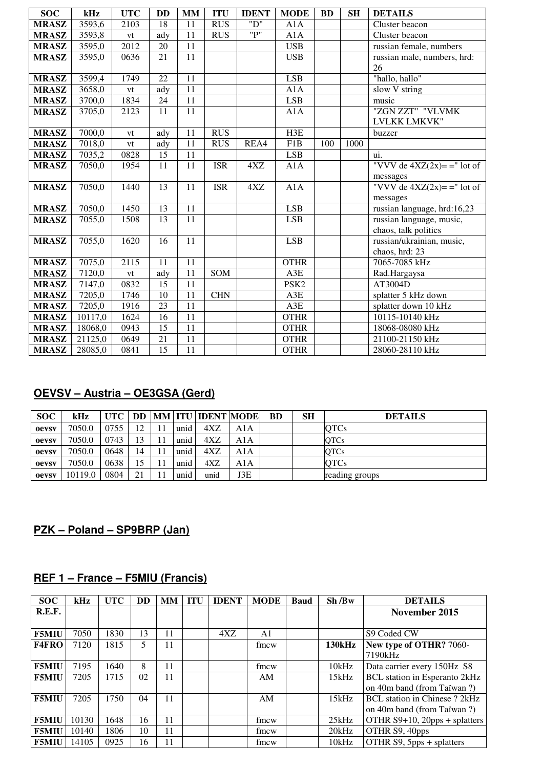| SOC | kHz | UTC | DD | MM | ITU | IDENT | MODE | BD | SH | DETAILS |
|---|---|---|---|---|---|---|---|---|---|---|
| **MRASZ** | 3593,6 | 2103 | 18 | 11 | RUS | "D" | A1A | | | Cluster beacon |
| **MRASZ** | 3593,8 | vt | ady | 11 | RUS | "P" | A1A | | | Cluster beacon |
| **MRASZ** | 3595,0 | 2012 | 20 | 11 | | | USB | | | russian female, numbers |
| **MRASZ** | 3595,0 | 0636 | 21 | 11 | | | USB | | | russian male, numbers, hrd: 26 |
| **MRASZ** | 3599,4 | 1749 | 22 | 11 | | | LSB | | | "hallo, hallo" |
| **MRASZ** | 3658,0 | vt | ady | 11 | | | A1A | | | slow V string |
| **MRASZ** | 3700,0 | 1834 | 24 | 11 | | | LSB | | | music |
| **MRASZ** | 3705,0 | 2123 | 11 | 11 | | | A1A | | | "ZGN ZZT" "VLVMK LVLKK LMKVK" |
| **MRASZ** | 7000,0 | vt | ady | 11 | RUS | | H3E | | | buzzer |
| **MRASZ** | 7018,0 | vt | ady | 11 | RUS | REA4 | F1B | 100 | 1000 | |
| **MRASZ** | 7035,2 | 0828 | 15 | 11 | | | LSB | | | ui. |
| **MRASZ** | 7050,0 | 1954 | 11 | 11 | ISR | 4XZ | A1A | | | "VVV de 4XZ(2x)= =" lot of messages |
| **MRASZ** | 7050,0 | 1440 | 13 | 11 | ISR | 4XZ | A1A | | | "VVV de 4XZ(2x)= =" lot of messages |
| **MRASZ** | 7050,0 | 1450 | 13 | 11 | | | LSB | | | russian language, hrd:16,23 |
| **MRASZ** | 7055,0 | 1508 | 13 | 11 | | | LSB | | | russian language, music, chaos, talk politics |
| **MRASZ** | 7055,0 | 1620 | 16 | 11 | | | LSB | | | russian/ukrainian, music, chaos, hrd: 23 |
| **MRASZ** | 7075,0 | 2115 | 11 | 11 | | | OTHR | | | 7065-7085 kHz |
| **MRASZ** | 7120,0 | vt | ady | 11 | SOM | | A3E | | | Rad.Hargaysa |
| **MRASZ** | 7147,0 | 0832 | 15 | 11 | | | PSK2 | | | AT3004D |
| **MRASZ** | 7205,0 | 1746 | 10 | 11 | CHN | | A3E | | | splatter 5 kHz down |
| **MRASZ** | 7205,0 | 1916 | 23 | 11 | | | A3E | | | splatter down 10 kHz |
| **MRASZ** | 10117,0 | 1624 | 16 | 11 | | | OTHR | | | 10115-10140 kHz |
| **MRASZ** | 18068,0 | 0943 | 15 | 11 | | | OTHR | | | 18068-08080 kHz |
| **MRASZ** | 21125,0 | 0649 | 21 | 11 | | | OTHR | | | 21100-21150 kHz |
| **MRASZ** | 28085,0 | 0841 | 15 | 11 | | | OTHR | | | 28060-28110 kHz |

## OEVSV – Austria – OE3GSA (Gerd)

| SOC | kHz | UTC | DD | MM | ITU | IDENT | MODE | BD | SH | DETAILS |
|---|---|---|---|---|---|---|---|---|---|---|
| **oevsv** | 7050.0 | 0755 | 12 | 11 | unid | 4XZ | A1A | | | QTCs |
| **oevsv** | 7050.0 | 0743 | 13 | 11 | unid | 4XZ | A1A | | | QTCs |
| **oevsv** | 7050.0 | 0648 | 14 | 11 | unid | 4XZ | A1A | | | QTCs |
| **oevsv** | 7050.0 | 0638 | 15 | 11 | unid | 4XZ | A1A | | | QTCs |
| **oevsv** | 10119.0 | 0804 | 21 | 11 | unid | unid | J3E | | | reading groups |

## PZK – Poland – SP9BRP (Jan)

## REF 1 – France – F5MIU (Francis)

| SOC | kHz | UTC | DD | MM | ITU | IDENT | MODE | Baud | Sh /Bw | DETAILS |
|---|---|---|---|---|---|---|---|---|---|---|
| **R.E.F.** | | | | | | | | | | **November 2015** |
| **F5MIU** | 7050 | 1830 | 13 | 11 | | 4XZ | A1 | | | S9 Coded CW |
| **F4FRO** | 7120 | 1815 | 5 | 11 | | | fmcw | | **130kHz** | **New type of OTHR?** 7060-7190kHz |
| **F5MIU** | 7195 | 1640 | 8 | 11 | | | fmcw | | 10kHz | Data carrier every 150Hz S8 |
| **F5MIU** | 7205 | 1715 | 02 | 11 | | | AM | | 15kHz | BCL station in Esperanto 2kHz on 40m band (from Taïwan ?) |
| **F5MIU** | 7205 | 1750 | 04 | 11 | | | AM | | 15kHz | BCL station in Chinese ? 2kHz on 40m band (from Taïwan ?) |
| **F5MIU** | 10130 | 1648 | 16 | 11 | | | fmcw | | 25kHz | OTHR S9+10, 20pps + splatters |
| **F5MIU** | 10140 | 1806 | 10 | 11 | | | fmcw | | 20kHz | OTHR S9, 40pps |
| **F5MIU** | 14105 | 0925 | 16 | 11 | | | fmcw | | 10kHz | OTHR S9, 5pps + splatters |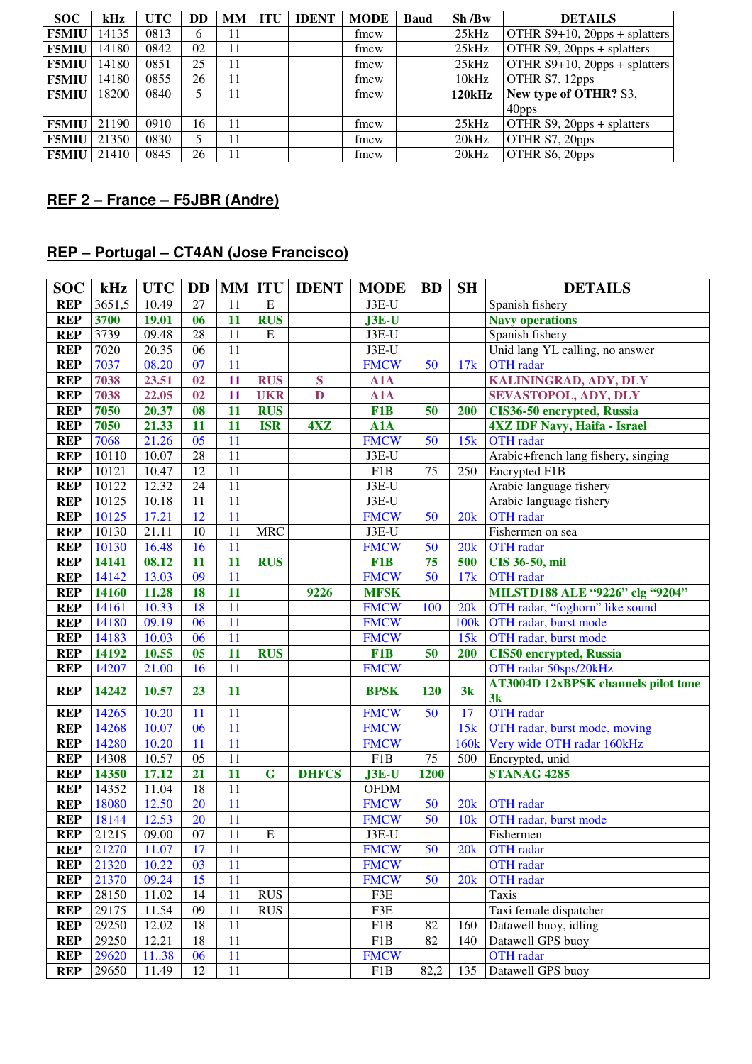| SOC | kHz | UTC | DD | MM | ITU | IDENT | MODE | Baud | Sh /Bw | DETAILS |
|---|---|---|---|---|---|---|---|---|---|---|
| F5MIU | 14135 | 0813 | 6 | 11 | | | fmcw | | 25kHz | OTHR S9+10, 20pps + splatters |
| F5MIU | 14180 | 0842 | 02 | 11 | | | fmcw | | 25kHz | OTHR S9, 20pps + splatters |
| F5MIU | 14180 | 0851 | 25 | 11 | | | fmcw | | 25kHz | OTHR S9+10, 20pps + splatters |
| F5MIU | 14180 | 0855 | 26 | 11 | | | fmcw | | 10kHz | OTHR S7, 12pps |
| F5MIU | 18200 | 0840 | 5 | 11 | | | fmcw | | **120kHz** | **New type of OTHR?** S3, 40pps |
| F5MIU | 21190 | 0910 | 16 | 11 | | | fmcw | | 25kHz | OTHR S9, 20pps + splatters |
| F5MIU | 21350 | 0830 | 5 | 11 | | | fmcw | | 20kHz | OTHR S7, 20pps |
| F5MIU | 21410 | 0845 | 26 | 11 | | | fmcw | | 20kHz | OTHR S6, 20pps |

## REF 2 – France – F5JBR (Andre)

## REP – Portugal – CT4AN (Jose Francisco)

| SOC | kHz | UTC | DD | MM | ITU | IDENT | MODE | BD | SH | DETAILS |
|---|---|---|---|---|---|---|---|---|---|---|
| REP | 3651,5 | 10.49 | 27 | 11 | E | | J3E-U | | | Spanish fishery |
| REP | 3700 | 19.01 | 06 | 11 | RUS | | J3E-U | | | Navy operations |
| REP | 3739 | 09.48 | 28 | 11 | E | | J3E-U | | | Spanish fishery |
| REP | 7020 | 20.35 | 06 | 11 | | | J3E-U | | | Unid lang YL calling, no answer |
| REP | 7037 | 08.20 | 07 | 11 | | | FMCW | 50 | 17k | OTH radar |
| REP | 7038 | 23.51 | 02 | 11 | RUS | S | A1A | | | KALININGRAD, ADY, DLY |
| REP | 7038 | 22.05 | 02 | 11 | UKR | D | A1A | | | SEVASTOPOL, ADY, DLY |
| REP | 7050 | 20.37 | 08 | 11 | RUS | | F1B | 50 | 200 | CIS36-50 encrypted, Russia |
| REP | 7050 | 21.33 | 11 | 11 | ISR | 4XZ | A1A | | | 4XZ IDF Navy, Haifa - Israel |
| REP | 7068 | 21.26 | 05 | 11 | | | FMCW | 50 | 15k | OTH radar |
| REP | 10110 | 10.07 | 28 | 11 | | | J3E-U | | | Arabic+french lang fishery, singing |
| REP | 10121 | 10.47 | 12 | 11 | | | F1B | 75 | 250 | Encrypted F1B |
| REP | 10122 | 12.32 | 24 | 11 | | | J3E-U | | | Arabic language fishery |
| REP | 10125 | 10.18 | 11 | 11 | | | J3E-U | | | Arabic language fishery |
| REP | 10125 | 17.21 | 12 | 11 | | | FMCW | 50 | 20k | OTH radar |
| REP | 10130 | 21.11 | 10 | 11 | MRC | | J3E-U | | | Fishermen on sea |
| REP | 10130 | 16.48 | 16 | 11 | | | FMCW | 50 | 20k | OTH radar |
| REP | 14141 | 08.12 | 11 | 11 | RUS | | F1B | 75 | 500 | CIS 36-50, mil |
| REP | 14142 | 13.03 | 09 | 11 | | | FMCW | 50 | 17k | OTH radar |
| REP | 14160 | 11.28 | 18 | 11 | | 9226 | MFSK | | | MILSTD188 ALE "9226" clg "9204" |
| REP | 14161 | 10.33 | 18 | 11 | | | FMCW | 100 | 20k | OTH radar, "foghorn" like sound |
| REP | 14180 | 09.19 | 06 | 11 | | | FMCW | | 100k | OTH radar, burst mode |
| REP | 14183 | 10.03 | 06 | 11 | | | FMCW | | 15k | OTH radar, burst mode |
| REP | 14192 | 10.55 | 05 | 11 | RUS | | F1B | 50 | 200 | CIS50 encrypted, Russia |
| REP | 14207 | 21.00 | 16 | 11 | | | FMCW | | | OTH radar 50sps/20kHz |
| REP | 14242 | 10.57 | 23 | 11 | | | BPSK | 120 | 3k | AT3004D 12xBPSK channels pilot tone 3k |
| REP | 14265 | 10.20 | 11 | 11 | | | FMCW | 50 | 17 | OTH radar |
| REP | 14268 | 10.07 | 06 | 11 | | | FMCW | | 15k | OTH radar, burst mode, moving |
| REP | 14280 | 10.20 | 11 | 11 | | | FMCW | | 160k | Very wide OTH radar 160kHz |
| REP | 14308 | 10.57 | 05 | 11 | | | F1B | 75 | 500 | Encrypted, unid |
| REP | 14350 | 17.12 | 21 | 11 | G | DHFCS | J3E-U | 1200 | | STANAG 4285 |
| REP | 14352 | 11.04 | 18 | 11 | | | OFDM | | | |
| REP | 18080 | 12.50 | 20 | 11 | | | FMCW | 50 | 20k | OTH radar |
| REP | 18144 | 12.53 | 20 | 11 | | | FMCW | 50 | 10k | OTH radar, burst mode |
| REP | 21215 | 09.00 | 07 | 11 | E | | J3E-U | | | Fishermen |
| REP | 21270 | 11.07 | 17 | 11 | | | FMCW | 50 | 20k | OTH radar |
| REP | 21320 | 10.22 | 03 | 11 | | | FMCW | | | OTH radar |
| REP | 21370 | 09.24 | 15 | 11 | | | FMCW | 50 | 20k | OTH radar |
| REP | 28150 | 11.02 | 14 | 11 | RUS | | F3E | | | Taxis |
| REP | 29175 | 11.54 | 09 | 11 | RUS | | F3E | | | Taxi female dispatcher |
| REP | 29250 | 12.02 | 18 | 11 | | | F1B | 82 | 160 | Datawell buoy, idling |
| REP | 29250 | 12.21 | 18 | 11 | | | F1B | 82 | 140 | Datawell GPS buoy |
| REP | 29620 | 11..38 | 06 | 11 | | | FMCW | | | OTH radar |
| REP | 29650 | 11.49 | 12 | 11 | | | F1B | 82,2 | 135 | Datawell GPS buoy |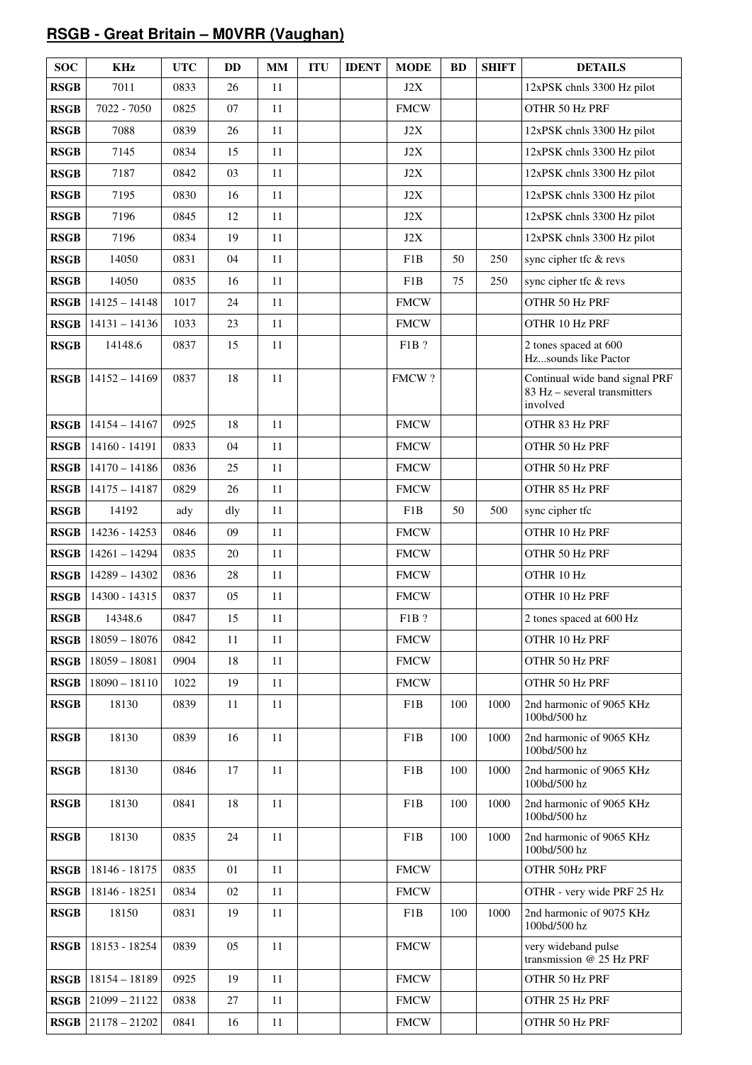## RSGB - Great Britain – M0VRR (Vaughan)

| SOC | KHz | UTC | DD | MM | ITU | IDENT | MODE | BD | SHIFT | DETAILS |
|---|---|---|---|---|---|---|---|---|---|---|
| **RSGB** | 7011 | 0833 | 26 | 11 | | | J2X | | | 12xPSK chnls 3300 Hz pilot |
| **RSGB** | 7022 - 7050 | 0825 | 07 | 11 | | | FMCW | | | OTHR 50 Hz PRF |
| **RSGB** | 7088 | 0839 | 26 | 11 | | | J2X | | | 12xPSK chnls 3300 Hz pilot |
| **RSGB** | 7145 | 0834 | 15 | 11 | | | J2X | | | 12xPSK chnls 3300 Hz pilot |
| **RSGB** | 7187 | 0842 | 03 | 11 | | | J2X | | | 12xPSK chnls 3300 Hz pilot |
| **RSGB** | 7195 | 0830 | 16 | 11 | | | J2X | | | 12xPSK chnls 3300 Hz pilot |
| **RSGB** | 7196 | 0845 | 12 | 11 | | | J2X | | | 12xPSK chnls 3300 Hz pilot |
| **RSGB** | 7196 | 0834 | 19 | 11 | | | J2X | | | 12xPSK chnls 3300 Hz pilot |
| **RSGB** | 14050 | 0831 | 04 | 11 | | | F1B | 50 | 250 | sync cipher tfc & revs |
| **RSGB** | 14050 | 0835 | 16 | 11 | | | F1B | 75 | 250 | sync cipher tfc & revs |
| **RSGB** | 14125 – 14148 | 1017 | 24 | 11 | | | FMCW | | | OTHR 50 Hz PRF |
| **RSGB** | 14131 – 14136 | 1033 | 23 | 11 | | | FMCW | | | OTHR 10 Hz PRF |
| **RSGB** | 14148.6 | 0837 | 15 | 11 | | | F1B ? | | | 2 tones spaced at 600 Hz...sounds like Pactor |
| **RSGB** | 14152 – 14169 | 0837 | 18 | 11 | | | FMCW ? | | | Continual wide band signal PRF 83 Hz – several transmitters involved |
| **RSGB** | 14154 – 14167 | 0925 | 18 | 11 | | | FMCW | | | OTHR 83 Hz PRF |
| **RSGB** | 14160 - 14191 | 0833 | 04 | 11 | | | FMCW | | | OTHR 50 Hz PRF |
| **RSGB** | 14170 – 14186 | 0836 | 25 | 11 | | | FMCW | | | OTHR 50 Hz PRF |
| **RSGB** | 14175 – 14187 | 0829 | 26 | 11 | | | FMCW | | | OTHR 85 Hz PRF |
| **RSGB** | 14192 | ady | dly | 11 | | | F1B | 50 | 500 | sync cipher tfc |
| **RSGB** | 14236 - 14253 | 0846 | 09 | 11 | | | FMCW | | | OTHR 10 Hz PRF |
| **RSGB** | 14261 – 14294 | 0835 | 20 | 11 | | | FMCW | | | OTHR 50 Hz PRF |
| **RSGB** | 14289 – 14302 | 0836 | 28 | 11 | | | FMCW | | | OTHR 10 Hz |
| **RSGB** | 14300 - 14315 | 0837 | 05 | 11 | | | FMCW | | | OTHR 10 Hz PRF |
| **RSGB** | 14348.6 | 0847 | 15 | 11 | | | F1B ? | | | 2 tones spaced at 600 Hz |
| **RSGB** | 18059 – 18076 | 0842 | 11 | 11 | | | FMCW | | | OTHR 10 Hz PRF |
| **RSGB** | 18059 – 18081 | 0904 | 18 | 11 | | | FMCW | | | OTHR 50 Hz PRF |
| **RSGB** | 18090 – 18110 | 1022 | 19 | 11 | | | FMCW | | | OTHR 50 Hz PRF |
| **RSGB** | 18130 | 0839 | 11 | 11 | | | F1B | 100 | 1000 | 2nd harmonic of 9065 KHz 100bd/500 hz |
| **RSGB** | 18130 | 0839 | 16 | 11 | | | F1B | 100 | 1000 | 2nd harmonic of 9065 KHz 100bd/500 hz |
| **RSGB** | 18130 | 0846 | 17 | 11 | | | F1B | 100 | 1000 | 2nd harmonic of 9065 KHz 100bd/500 hz |
| **RSGB** | 18130 | 0841 | 18 | 11 | | | F1B | 100 | 1000 | 2nd harmonic of 9065 KHz 100bd/500 hz |
| **RSGB** | 18130 | 0835 | 24 | 11 | | | F1B | 100 | 1000 | 2nd harmonic of 9065 KHz 100bd/500 hz |
| **RSGB** | 18146 - 18175 | 0835 | 01 | 11 | | | FMCW | | | OTHR 50Hz PRF |
| **RSGB** | 18146 - 18251 | 0834 | 02 | 11 | | | FMCW | | | OTHR - very wide PRF 25 Hz |
| **RSGB** | 18150 | 0831 | 19 | 11 | | | F1B | 100 | 1000 | 2nd harmonic of 9075 KHz 100bd/500 hz |
| **RSGB** | 18153 - 18254 | 0839 | 05 | 11 | | | FMCW | | | very wideband pulse transmission @ 25 Hz PRF |
| **RSGB** | 18154 – 18189 | 0925 | 19 | 11 | | | FMCW | | | OTHR 50 Hz PRF |
| **RSGB** | 21099 – 21122 | 0838 | 27 | 11 | | | FMCW | | | OTHR 25 Hz PRF |
| **RSGB** | 21178 – 21202 | 0841 | 16 | 11 | | | FMCW | | | OTHR 50 Hz PRF |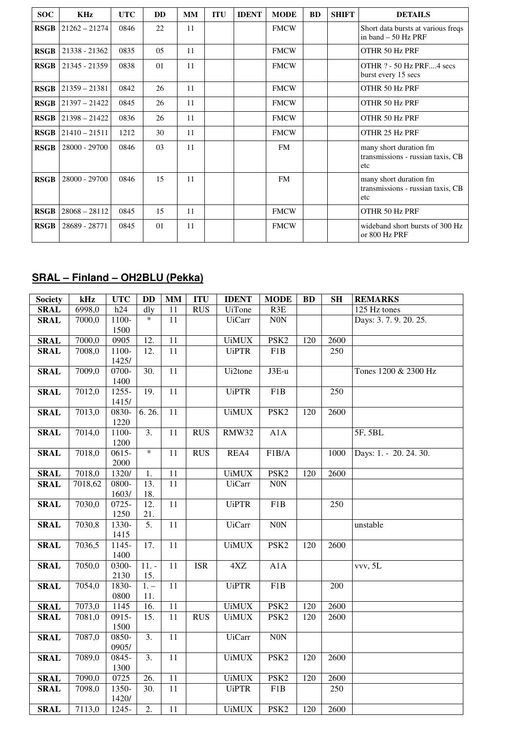| SOC | KHz | UTC | DD | MM | ITU | IDENT | MODE | BD | SHIFT | DETAILS |
|---|---|---|---|---|---|---|---|---|---|---|
| **RSGB** | 21262 – 21274 | 0846 | 22 | 11 | | | FMCW | | | Short data bursts at various freqs in band – 50 Hz PRF |
| **RSGB** | 21338 - 21362 | 0835 | 05 | 11 | | | FMCW | | | OTHR 50 Hz PRF |
| **RSGB** | 21345 - 21359 | 0838 | 01 | 11 | | | FMCW | | | OTHR ? - 50 Hz PRF....4 secs burst every 15 secs |
| **RSGB** | 21359 – 21381 | 0842 | 26 | 11 | | | FMCW | | | OTHR 50 Hz PRF |
| **RSGB** | 21397 – 21422 | 0845 | 26 | 11 | | | FMCW | | | OTHR 50 Hz PRF |
| **RSGB** | 21398 – 21422 | 0836 | 26 | 11 | | | FMCW | | | OTHR 50 Hz PRF |
| **RSGB** | 21410 – 21511 | 1212 | 30 | 11 | | | FMCW | | | OTHR 25 Hz PRF |
| **RSGB** | 28000 - 29700 | 0846 | 03 | 11 | | | FM | | | many short duration fm transmissions - russian taxis, CB etc |
| **RSGB** | 28000 - 29700 | 0846 | 15 | 11 | | | FM | | | many short duration fm transmissions - russian taxis, CB etc |
| **RSGB** | 28068 – 28112 | 0845 | 15 | 11 | | | FMCW | | | OTHR 50 Hz PRF |
| **RSGB** | 28689 - 28771 | 0845 | 01 | 11 | | | FMCW | | | wideband short bursts of 300 Hz or 800 Hz PRF |

## SRAL – Finland – OH2BLU (Pekka)

| Society | kHz | UTC | DD | MM | ITU | IDENT | MODE | BD | SH | REMARKS |
|---|---|---|---|---|---|---|---|---|---|---|
| **SRAL** | 6998,0 | h24 | dly | 11 | RUS | UiTone | R3E | | | 125 Hz tones |
| **SRAL** | 7000,0 | 1100-1500 | * | 11 | | UiCarr | N0N | | | Days: 3. 7. 9. 20. 25. |
| **SRAL** | 7000,0 | 0905 | 12. | 11 | | UiMUX | PSK2 | 120 | 2600 | |
| **SRAL** | 7008,0 | 1100-1425/ | 12. | 11 | | UiPTR | F1B | | 250 | |
| **SRAL** | 7009,0 | 0700-1400 | 30. | 11 | | Ui2tone | J3E-u | | | Tones 1200 & 2300 Hz |
| **SRAL** | 7012,0 | 1255-1415/ | 19. | 11 | | UiPTR | F1B | | 250 | |
| **SRAL** | 7013,0 | 0830-1220 | 6. 26. | 11 | | UiMUX | PSK2 | 120 | 2600 | |
| **SRAL** | 7014,0 | 1100-1200 | 3. | 11 | RUS | RMW32 | A1A | | | 5F, 5BL |
| **SRAL** | 7018,0 | 0615-2000 | * | 11 | RUS | REA4 | F1B/A | | 1000 | Days: 1. - 20. 24. 30. |
| **SRAL** | 7018,0 | 1320/ | 1. | 11 | | UiMUX | PSK2 | 120 | 2600 | |
| **SRAL** | 7018,62 | 0800-1603/ | 13. 18. | 11 | | UiCarr | N0N | | | |
| **SRAL** | 7030,0 | 0725-1250 | 12. 21. | 11 | | UiPTR | F1B | | 250 | |
| **SRAL** | 7030,8 | 1330-1415 | 5. | 11 | | UiCarr | N0N | | | unstable |
| **SRAL** | 7036,5 | 1145-1400 | 17. | 11 | | UiMUX | PSK2 | 120 | 2600 | |
| **SRAL** | 7050,0 | 0300-2130 | 11. - 15. | 11 | ISR | 4XZ | A1A | | | vvv, 5L |
| **SRAL** | 7054,0 | 1830-0800 | 1. – 11. | 11 | | UiPTR | F1B | | 200 | |
| **SRAL** | 7073,0 | 1145 | 16. | 11 | | UiMUX | PSK2 | 120 | 2600 | |
| **SRAL** | 7081,0 | 0915-1500 | 15. | 11 | RUS | UiMUX | PSK2 | 120 | 2600 | |
| **SRAL** | 7087,0 | 0850-0905/ | 3. | 11 | | UiCarr | N0N | | | |
| **SRAL** | 7089,0 | 0845-1300 | 3. | 11 | | UiMUX | PSK2 | 120 | 2600 | |
| **SRAL** | 7090,0 | 0725 | 26. | 11 | | UiMUX | PSK2 | 120 | 2600 | |
| **SRAL** | 7098,0 | 1350-1420/ | 30. | 11 | | UiPTR | F1B | | 250 | |
| **SRAL** | 7113,0 | 1245- | 2. | 11 | | UiMUX | PSK2 | 120 | 2600 | |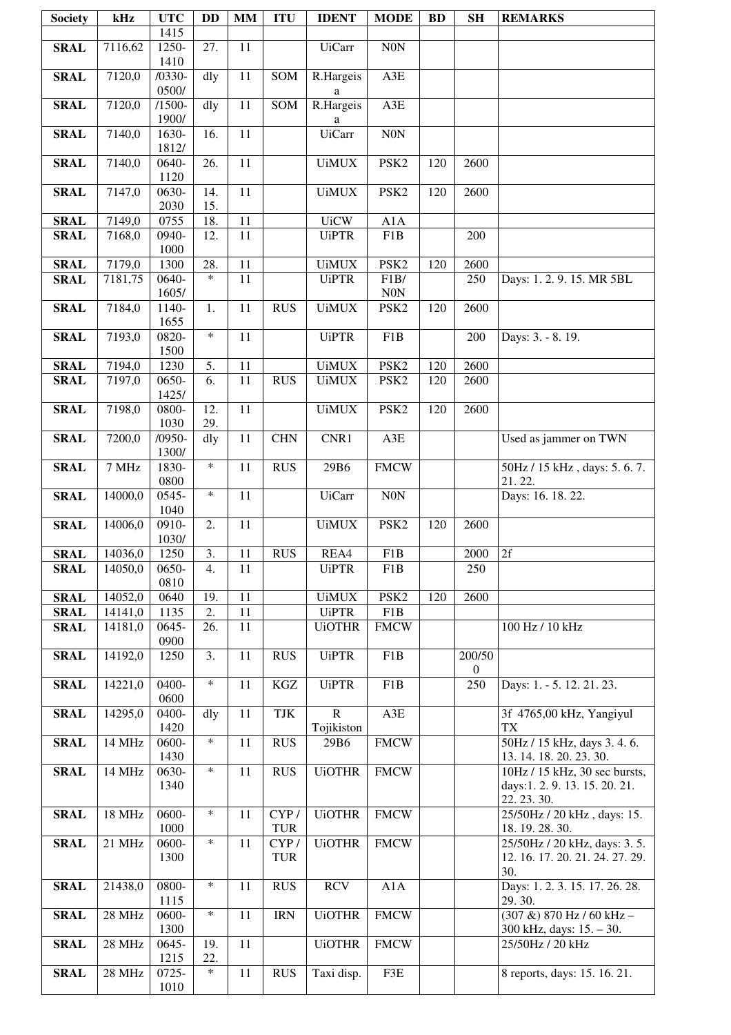| Society | kHz | UTC | DD | MM | ITU | IDENT | MODE | BD | SH | REMARKS |
|---|---|---|---|---|---|---|---|---|---|---|
| | | 1415 | | | | | | | | |
| **SRAL** | 7116,62 | 1250-1410 | 27. | 11 | | UiCarr | N0N | | | |
| **SRAL** | 7120,0 | /0330-0500/ | dly | 11 | SOM | R.Hargeisa | A3E | | | |
| **SRAL** | 7120,0 | /1500-1900/ | dly | 11 | SOM | R.Hargeisa | A3E | | | |
| **SRAL** | 7140,0 | 1630-1812/ | 16. | 11 | | UiCarr | N0N | | | |
| **SRAL** | 7140,0 | 0640-1120 | 26. | 11 | | UiMUX | PSK2 | 120 | 2600 | |
| **SRAL** | 7147,0 | 0630-2030 | 14. 15. | 11 | | UiMUX | PSK2 | 120 | 2600 | |
| **SRAL** | 7149,0 | 0755 | 18. | 11 | | UiCW | A1A | | | |
| **SRAL** | 7168,0 | 0940-1000 | 12. | 11 | | UiPTR | F1B | | 200 | |
| **SRAL** | 7179,0 | 1300 | 28. | 11 | | UiMUX | PSK2 | 120 | 2600 | |
| **SRAL** | 7181,75 | 0640-1605/ | * | 11 | | UiPTR | F1B/ N0N | | 250 | Days: 1. 2. 9. 15. MR 5BL |
| **SRAL** | 7184,0 | 1140-1655 | 1. | 11 | RUS | UiMUX | PSK2 | 120 | 2600 | |
| **SRAL** | 7193,0 | 0820-1500 | * | 11 | | UiPTR | F1B | | 200 | Days: 3. - 8. 19. |
| **SRAL** | 7194,0 | 1230 | 5. | 11 | | UiMUX | PSK2 | 120 | 2600 | |
| **SRAL** | 7197,0 | 0650-1425/ | 6. | 11 | RUS | UiMUX | PSK2 | 120 | 2600 | |
| **SRAL** | 7198,0 | 0800-1030 | 12. 29. | 11 | | UiMUX | PSK2 | 120 | 2600 | |
| **SRAL** | 7200,0 | /0950-1300/ | dly | 11 | CHN | CNR1 | A3E | | | Used as jammer on TWN |
| **SRAL** | 7 MHz | 1830-0800 | * | 11 | RUS | 29B6 | FMCW | | | 50Hz / 15 kHz , days: 5. 6. 7. 21. 22. |
| **SRAL** | 14000,0 | 0545-1040 | * | 11 | | UiCarr | N0N | | | Days: 16. 18. 22. |
| **SRAL** | 14006,0 | 0910-1030/ | 2. | 11 | | UiMUX | PSK2 | 120 | 2600 | |
| **SRAL** | 14036,0 | 1250 | 3. | 11 | RUS | REA4 | F1B | | 2000 | 2f |
| **SRAL** | 14050,0 | 0650-0810 | 4. | 11 | | UiPTR | F1B | | 250 | |
| **SRAL** | 14052,0 | 0640 | 19. | 11 | | UiMUX | PSK2 | 120 | 2600 | |
| **SRAL** | 14141,0 | 1135 | 2. | 11 | | UiPTR | F1B | | | |
| **SRAL** | 14181,0 | 0645-0900 | 26. | 11 | | UiOTHR | FMCW | | | 100 Hz / 10 kHz |
| **SRAL** | 14192,0 | 1250 | 3. | 11 | RUS | UiPTR | F1B | | 200/500 | |
| **SRAL** | 14221,0 | 0400-0600 | * | 11 | KGZ | UiPTR | F1B | | 250 | Days: 1. - 5. 12. 21. 23. |
| **SRAL** | 14295,0 | 0400-1420 | dly | 11 | TJK | R Tojikiston | A3E | | | 3f 4765,00 kHz, Yangiyul TX |
| **SRAL** | 14 MHz | 0600-1430 | * | 11 | RUS | 29B6 | FMCW | | | 50Hz / 15 kHz, days 3. 4. 6. 13. 14. 18. 20. 23. 30. |
| **SRAL** | 14 MHz | 0630-1340 | * | 11 | RUS | UiOTHR | FMCW | | | 10Hz / 15 kHz, 30 sec bursts, days:1. 2. 9. 13. 15. 20. 21. 22. 23. 30. |
| **SRAL** | 18 MHz | 0600-1000 | * | 11 | CYP / TUR | UiOTHR | FMCW | | | 25/50Hz / 20 kHz , days: 15. 18. 19. 28. 30. |
| **SRAL** | 21 MHz | 0600-1300 | * | 11 | CYP / TUR | UiOTHR | FMCW | | | 25/50Hz / 20 kHz, days: 3. 5. 12. 16. 17. 20. 21. 24. 27. 29. 30. |
| **SRAL** | 21438,0 | 0800-1115 | * | 11 | RUS | RCV | A1A | | | Days: 1. 2. 3. 15. 17. 26. 28. 29. 30. |
| **SRAL** | 28 MHz | 0600-1300 | * | 11 | IRN | UiOTHR | FMCW | | | (307 &) 870 Hz / 60 kHz – 300 kHz, days: 15. – 30. |
| **SRAL** | 28 MHz | 0645-1215 | 19. 22. | 11 | | UiOTHR | FMCW | | | 25/50Hz / 20 kHz |
| **SRAL** | 28 MHz | 0725-1010 | * | 11 | RUS | Taxi disp. | F3E | | | 8 reports, days: 15. 16. 21. |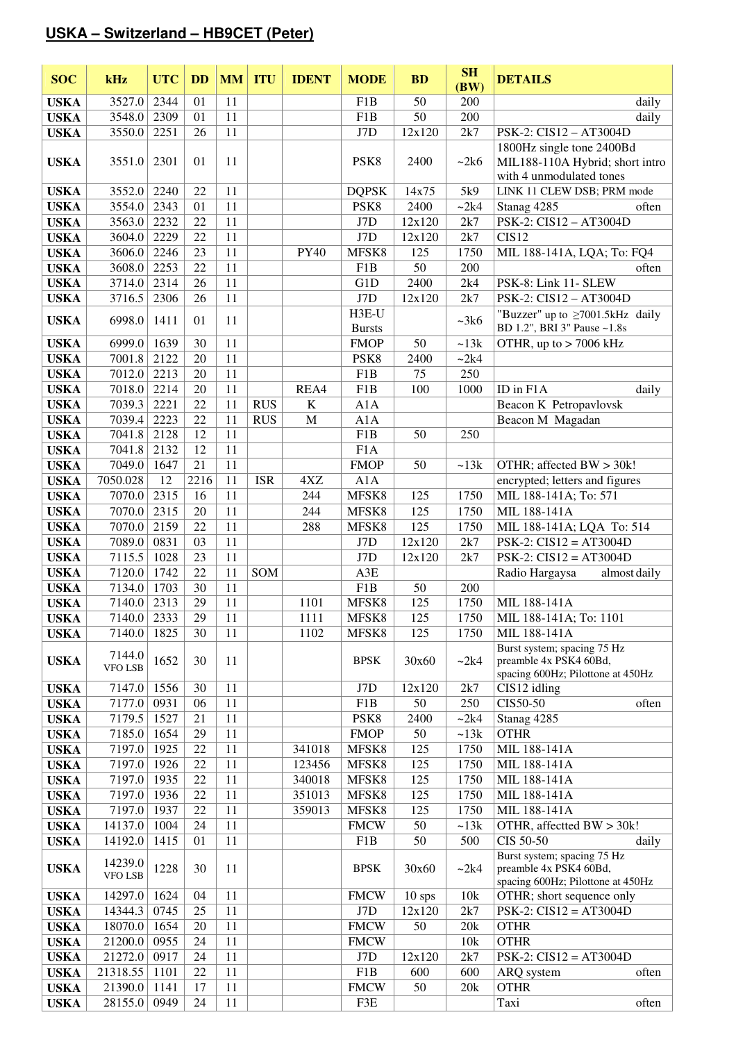## USKA – Switzerland – HB9CET (Peter)

| SOC | kHz | UTC | DD | MM | ITU | IDENT | MODE | BD | SH (BW) | DETAILS |
|---|---|---|---|---|---|---|---|---|---|---|
| USKA | 3527.0 | 2344 | 01 | 11 | | | F1B | 50 | 200 | daily |
| USKA | 3548.0 | 2309 | 01 | 11 | | | F1B | 50 | 200 | daily |
| USKA | 3550.0 | 2251 | 26 | 11 | | | J7D | 12x120 | 2k7 | PSK-2: CIS12 – AT3004D |
| USKA | 3551.0 | 2301 | 01 | 11 | | | PSK8 | 2400 | ~2k6 | 1800Hz single tone 2400Bd MIL188-110A Hybrid; short intro with 4 unmodulated tones |
| USKA | 3552.0 | 2240 | 22 | 11 | | | DQPSK | 14x75 | 5k9 | LINK 11 CLEW DSB; PRM mode |
| USKA | 3554.0 | 2343 | 01 | 11 | | | PSK8 | 2400 | ~2k4 | Stanag 4285 often |
| USKA | 3563.0 | 2232 | 22 | 11 | | | J7D | 12x120 | 2k7 | PSK-2: CIS12 – AT3004D |
| USKA | 3604.0 | 2229 | 22 | 11 | | | J7D | 12x120 | 2k7 | CIS12 |
| USKA | 3606.0 | 2246 | 23 | 11 | | PY40 | MFSK8 | 125 | 1750 | MIL 188-141A, LQA; To: FQ4 |
| USKA | 3608.0 | 2253 | 22 | 11 | | | F1B | 50 | 200 | often |
| USKA | 3714.0 | 2314 | 26 | 11 | | | G1D | 2400 | 2k4 | PSK-8: Link 11- SLEW |
| USKA | 3716.5 | 2306 | 26 | 11 | | | J7D | 12x120 | 2k7 | PSK-2: CIS12 – AT3004D |
| USKA | 6998.0 | 1411 | 01 | 11 | | | H3E-U Bursts | | ~3k6 | "Buzzer" up to ≥7001.5kHz daily BD 1.2", BRI 3" Pause ~1.8s |
| USKA | 6999.0 | 1639 | 30 | 11 | | | FMOP | 50 | ~13k | OTHR, up to > 7006 kHz |
| USKA | 7001.8 | 2122 | 20 | 11 | | | PSK8 | 2400 | ~2k4 | |
| USKA | 7012.0 | 2213 | 20 | 11 | | | F1B | 75 | 250 | |
| USKA | 7018.0 | 2214 | 20 | 11 | | REA4 | F1B | 100 | 1000 | ID in F1A daily |
| USKA | 7039.3 | 2221 | 22 | 11 | RUS | K | A1A | | | Beacon K Petropavlovsk |
| USKA | 7039.4 | 2223 | 22 | 11 | RUS | M | A1A | | | Beacon M Magadan |
| USKA | 7041.8 | 2128 | 12 | 11 | | | F1B | 50 | 250 | |
| USKA | 7041.8 | 2132 | 12 | 11 | | | F1A | | | |
| USKA | 7049.0 | 1647 | 21 | 11 | | | FMOP | 50 | ~13k | OTHR; affected BW > 30k! |
| USKA | 7050.028 | 12 | 2216 | 11 | ISR | 4XZ | A1A | | | encrypted; letters and figures |
| USKA | 7070.0 | 2315 | 16 | 11 | | 244 | MFSK8 | 125 | 1750 | MIL 188-141A; To: 571 |
| USKA | 7070.0 | 2315 | 20 | 11 | | 244 | MFSK8 | 125 | 1750 | MIL 188-141A |
| USKA | 7070.0 | 2159 | 22 | 11 | | 288 | MFSK8 | 125 | 1750 | MIL 188-141A; LQA To: 514 |
| USKA | 7089.0 | 0831 | 03 | 11 | | | J7D | 12x120 | 2k7 | PSK-2: CIS12 = AT3004D |
| USKA | 7115.5 | 1028 | 23 | 11 | | | J7D | 12x120 | 2k7 | PSK-2: CIS12 = AT3004D |
| USKA | 7120.0 | 1742 | 22 | 11 | SOM | | A3E | | | Radio Hargaysa almost daily |
| USKA | 7134.0 | 1703 | 30 | 11 | | | F1B | 50 | 200 | |
| USKA | 7140.0 | 2313 | 29 | 11 | | 1101 | MFSK8 | 125 | 1750 | MIL 188-141A |
| USKA | 7140.0 | 2333 | 29 | 11 | | 1111 | MFSK8 | 125 | 1750 | MIL 188-141A; To: 1101 |
| USKA | 7140.0 | 1825 | 30 | 11 | | 1102 | MFSK8 | 125 | 1750 | MIL 188-141A |
| USKA | 7144.0 VFO LSB | 1652 | 30 | 11 | | | BPSK | 30x60 | ~2k4 | Burst system; spacing 75 Hz preamble 4x PSK4 60Bd, spacing 600Hz; Pilottone at 450Hz |
| USKA | 7147.0 | 1556 | 30 | 11 | | | J7D | 12x120 | 2k7 | CIS12 idling |
| USKA | 7177.0 | 0931 | 06 | 11 | | | F1B | 50 | 250 | CIS50-50 often |
| USKA | 7179.5 | 1527 | 21 | 11 | | | PSK8 | 2400 | ~2k4 | Stanag 4285 |
| USKA | 7185.0 | 1654 | 29 | 11 | | | FMOP | 50 | ~13k | OTHR |
| USKA | 7197.0 | 1925 | 22 | 11 | | 341018 | MFSK8 | 125 | 1750 | MIL 188-141A |
| USKA | 7197.0 | 1926 | 22 | 11 | | 123456 | MFSK8 | 125 | 1750 | MIL 188-141A |
| USKA | 7197.0 | 1935 | 22 | 11 | | 340018 | MFSK8 | 125 | 1750 | MIL 188-141A |
| USKA | 7197.0 | 1936 | 22 | 11 | | 351013 | MFSK8 | 125 | 1750 | MIL 188-141A |
| USKA | 7197.0 | 1937 | 22 | 11 | | 359013 | MFSK8 | 125 | 1750 | MIL 188-141A |
| USKA | 14137.0 | 1004 | 24 | 11 | | | FMCW | 50 | ~13k | OTHR, affectted BW > 30k! |
| USKA | 14192.0 | 1415 | 01 | 11 | | | F1B | 50 | 500 | CIS 50-50 daily |
| USKA | 14239.0 VFO LSB | 1228 | 30 | 11 | | | BPSK | 30x60 | ~2k4 | Burst system; spacing 75 Hz preamble 4x PSK4 60Bd, spacing 600Hz; Pilottone at 450Hz |
| USKA | 14297.0 | 1624 | 04 | 11 | | | FMCW | 10 sps | 10k | OTHR; short sequence only |
| USKA | 14344.3 | 0745 | 25 | 11 | | | J7D | 12x120 | 2k7 | PSK-2: CIS12 = AT3004D |
| USKA | 18070.0 | 1654 | 20 | 11 | | | FMCW | 50 | 20k | OTHR |
| USKA | 21200.0 | 0955 | 24 | 11 | | | FMCW | | 10k | OTHR |
| USKA | 21272.0 | 0917 | 24 | 11 | | | J7D | 12x120 | 2k7 | PSK-2: CIS12 = AT3004D |
| USKA | 21318.55 | 1101 | 22 | 11 | | | F1B | 600 | 600 | ARQ system often |
| USKA | 21390.0 | 1141 | 17 | 11 | | | FMCW | 50 | 20k | OTHR |
| USKA | 28155.0 | 0949 | 24 | 11 | | | F3E | | | Taxi often |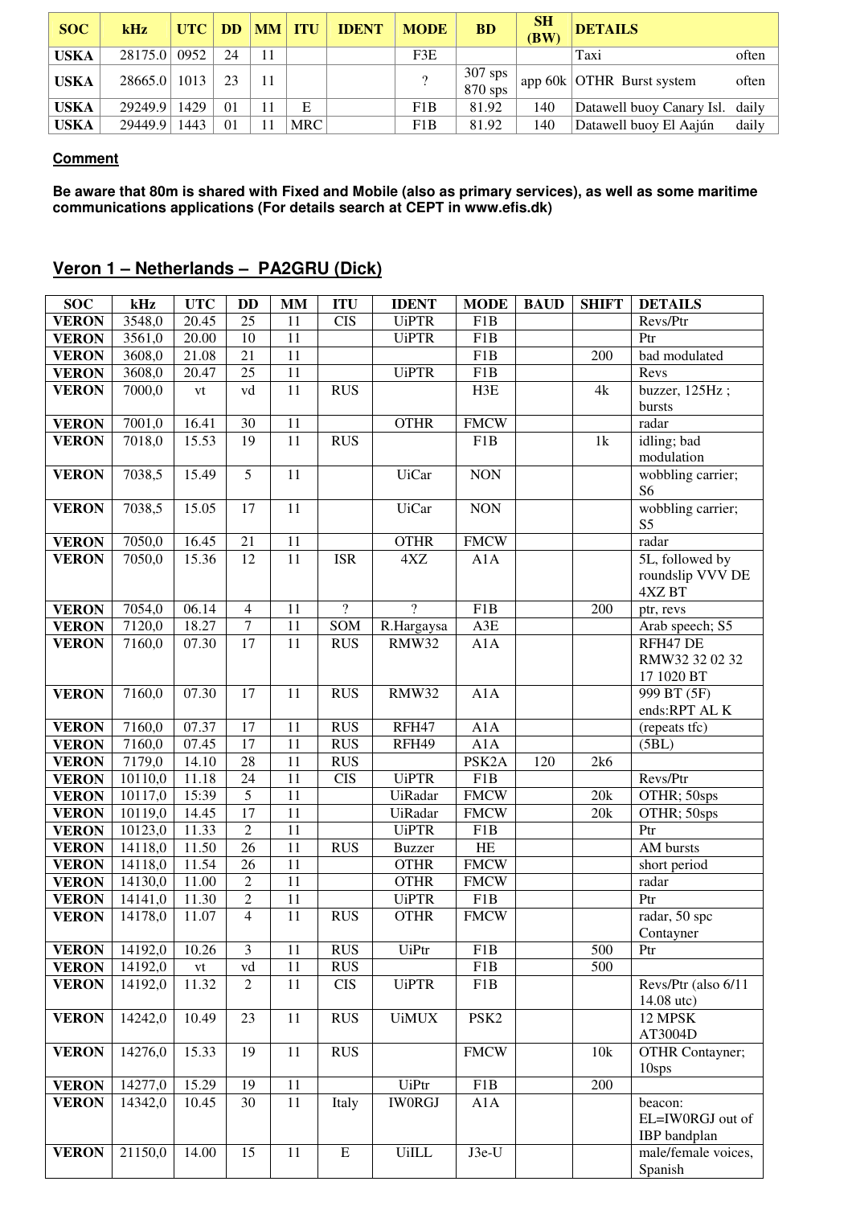| SOC | kHz | UTC | DD | MM | ITU | IDENT | MODE | BD | SH (BW) | DETAILS | |
|---|---|---|---|---|---|---|---|---|---|---|---|
| USKA | 28175.0 | 0952 | 24 | 11 | | | F3E | | | Taxi | often |
| USKA | 28665.0 | 1013 | 23 | 11 | | | ? | 307 sps 870 sps | app 60k | OTHR Burst system | often |
| USKA | 29249.9 | 1429 | 01 | 11 | E | | F1B | 81.92 | 140 | Datawell buoy Canary Isl. | daily |
| USKA | 29449.9 | 1443 | 01 | 11 | MRC | | F1B | 81.92 | 140 | Datawell buoy El Aajún | daily |

**Comment**

**Be aware that 80m is shared with Fixed and Mobile (also as primary services), as well as some maritime communications applications (For details search at CEPT in www.efis.dk)**

## Veron 1 – Netherlands – PA2GRU (Dick)

| SOC | kHz | UTC | DD | MM | ITU | IDENT | MODE | BAUD | SHIFT | DETAILS |
|---|---|---|---|---|---|---|---|---|---|---|
| VERON | 3548,0 | 20.45 | 25 | 11 | CIS | UiPTR | F1B | | | Revs/Ptr |
| VERON | 3561,0 | 20.00 | 10 | 11 | | UiPTR | F1B | | | Ptr |
| VERON | 3608,0 | 21.08 | 21 | 11 | | | F1B | | 200 | bad modulated |
| VERON | 3608,0 | 20.47 | 25 | 11 | | UiPTR | F1B | | | Revs |
| VERON | 7000,0 | vt | vd | 11 | RUS | | H3E | | 4k | buzzer, 125Hz ; bursts |
| VERON | 7001,0 | 16.41 | 30 | 11 | | OTHR | FMCW | | | radar |
| VERON | 7018,0 | 15.53 | 19 | 11 | RUS | | F1B | | 1k | idling; bad modulation |
| VERON | 7038,5 | 15.49 | 5 | 11 | | UiCar | NON | | | wobbling carrier; S6 |
| VERON | 7038,5 | 15.05 | 17 | 11 | | UiCar | NON | | | wobbling carrier; S5 |
| VERON | 7050,0 | 16.45 | 21 | 11 | | OTHR | FMCW | | | radar |
| VERON | 7050,0 | 15.36 | 12 | 11 | ISR | 4XZ | A1A | | | 5L, followed by roundslip VVV DE 4XZ BT |
| VERON | 7054,0 | 06.14 | 4 | 11 | ? | ? | F1B | | 200 | ptr, revs |
| VERON | 7120,0 | 18.27 | 7 | 11 | SOM | R.Hargaysa | A3E | | | Arab speech; S5 |
| VERON | 7160,0 | 07.30 | 17 | 11 | RUS | RMW32 | A1A | | | RFH47 DE RMW32 32 02 32 17 1020 BT |
| VERON | 7160,0 | 07.30 | 17 | 11 | RUS | RMW32 | A1A | | | 999 BT (5F) ends:RPT AL K |
| VERON | 7160,0 | 07.37 | 17 | 11 | RUS | RFH47 | A1A | | | (repeats tfc) |
| VERON | 7160,0 | 07.45 | 17 | 11 | RUS | RFH49 | A1A | | | (5BL) |
| VERON | 7179,0 | 14.10 | 28 | 11 | RUS | | PSK2A | 120 | 2k6 | |
| VERON | 10110,0 | 11.18 | 24 | 11 | CIS | UiPTR | F1B | | | Revs/Ptr |
| VERON | 10117,0 | 15:39 | 5 | 11 | | UiRadar | FMCW | | 20k | OTHR; 50sps |
| VERON | 10119,0 | 14.45 | 17 | 11 | | UiRadar | FMCW | | 20k | OTHR; 50sps |
| VERON | 10123,0 | 11.33 | 2 | 11 | | UiPTR | F1B | | | Ptr |
| VERON | 14118,0 | 11.50 | 26 | 11 | RUS | Buzzer | HE | | | AM bursts |
| VERON | 14118,0 | 11.54 | 26 | 11 | | OTHR | FMCW | | | short period |
| VERON | 14130,0 | 11.00 | 2 | 11 | | OTHR | FMCW | | | radar |
| VERON | 14141,0 | 11.30 | 2 | 11 | | UiPTR | F1B | | | Ptr |
| VERON | 14178,0 | 11.07 | 4 | 11 | RUS | OTHR | FMCW | | | radar, 50 spc Contayner |
| VERON | 14192,0 | 10.26 | 3 | 11 | RUS | UiPtr | F1B | | 500 | Ptr |
| VERON | 14192,0 | vt | vd | 11 | RUS | | F1B | | 500 | |
| VERON | 14192,0 | 11.32 | 2 | 11 | CIS | UiPTR | F1B | | | Revs/Ptr (also 6/11 14.08 utc) |
| VERON | 14242,0 | 10.49 | 23 | 11 | RUS | UiMUX | PSK2 | | | 12 MPSK AT3004D |
| VERON | 14276,0 | 15.33 | 19 | 11 | RUS | | FMCW | | 10k | OTHR Contayner; 10sps |
| VERON | 14277,0 | 15.29 | 19 | 11 | | UiPtr | F1B | | 200 | |
| VERON | 14342,0 | 10.45 | 30 | 11 | Italy | IW0RGJ | A1A | | | beacon: EL=IW0RGJ out of IBP bandplan |
| VERON | 21150,0 | 14.00 | 15 | 11 | E | UiILL | J3e-U | | | male/female voices, Spanish |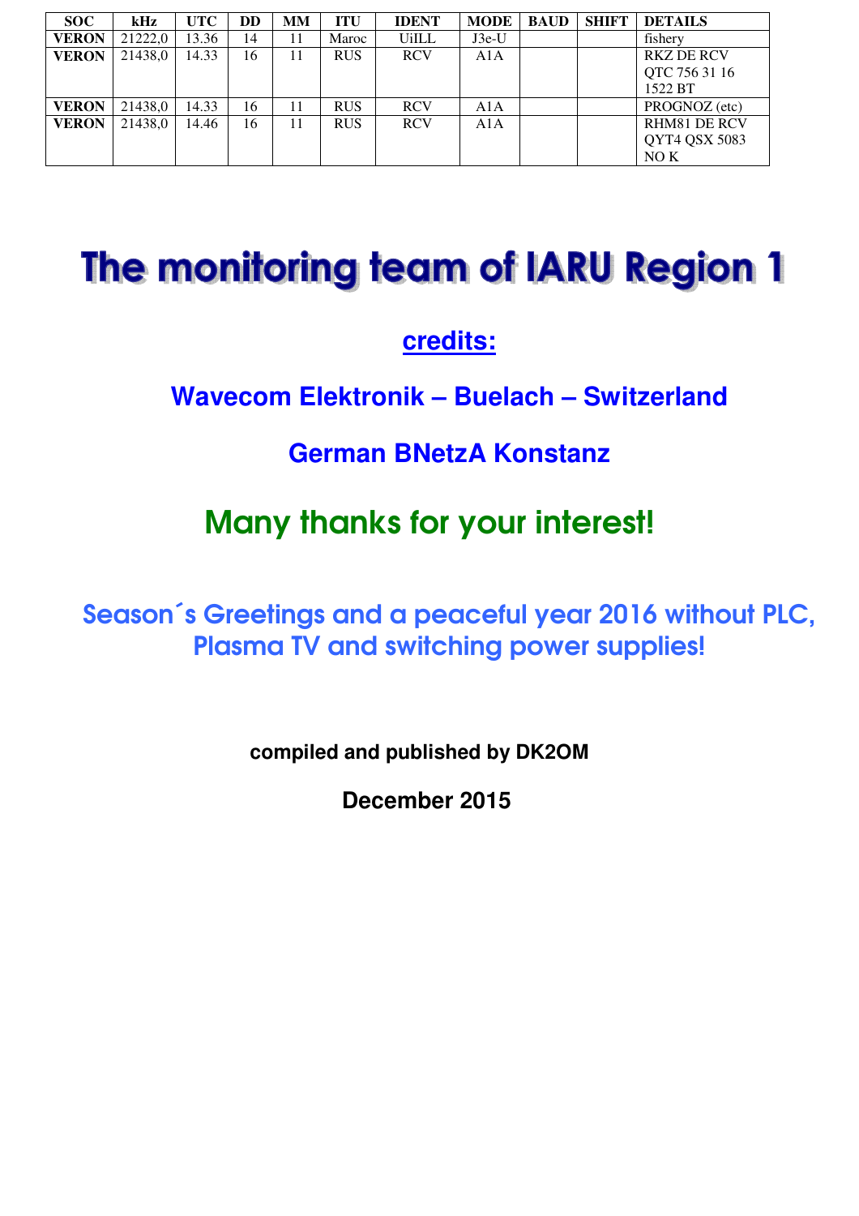| SOC | kHz | UTC | DD | MM | ITU | IDENT | MODE | BAUD | SHIFT | DETAILS |
|---|---|---|---|---|---|---|---|---|---|---|
| **VERON** | 21222,0 | 13.36 | 14 | 11 | Maroc | UiILL | J3e-U | | | fishery |
| **VERON** | 21438,0 | 14.33 | 16 | 11 | RUS | RCV | A1A | | | RKZ DE RCV QTC 756 31 16 1522 BT |
| **VERON** | 21438,0 | 14.33 | 16 | 11 | RUS | RCV | A1A | | | PROGNOZ (etc) |
| **VERON** | 21438,0 | 14.46 | 16 | 11 | RUS | RCV | A1A | | | RHM81 DE RCV QYT4 QSX 5083 NO K |

# The monitoring team of IARU Region 1

**credits:**

**Wavecom Elektronik – Buelach – Switzerland**

**German BNetzA Konstanz**

## Many thanks for your interest!

**Season´s Greetings and a peaceful year 2016 without PLC, Plasma TV and switching power supplies!**

**compiled and published by DK2OM**

**December 2015**